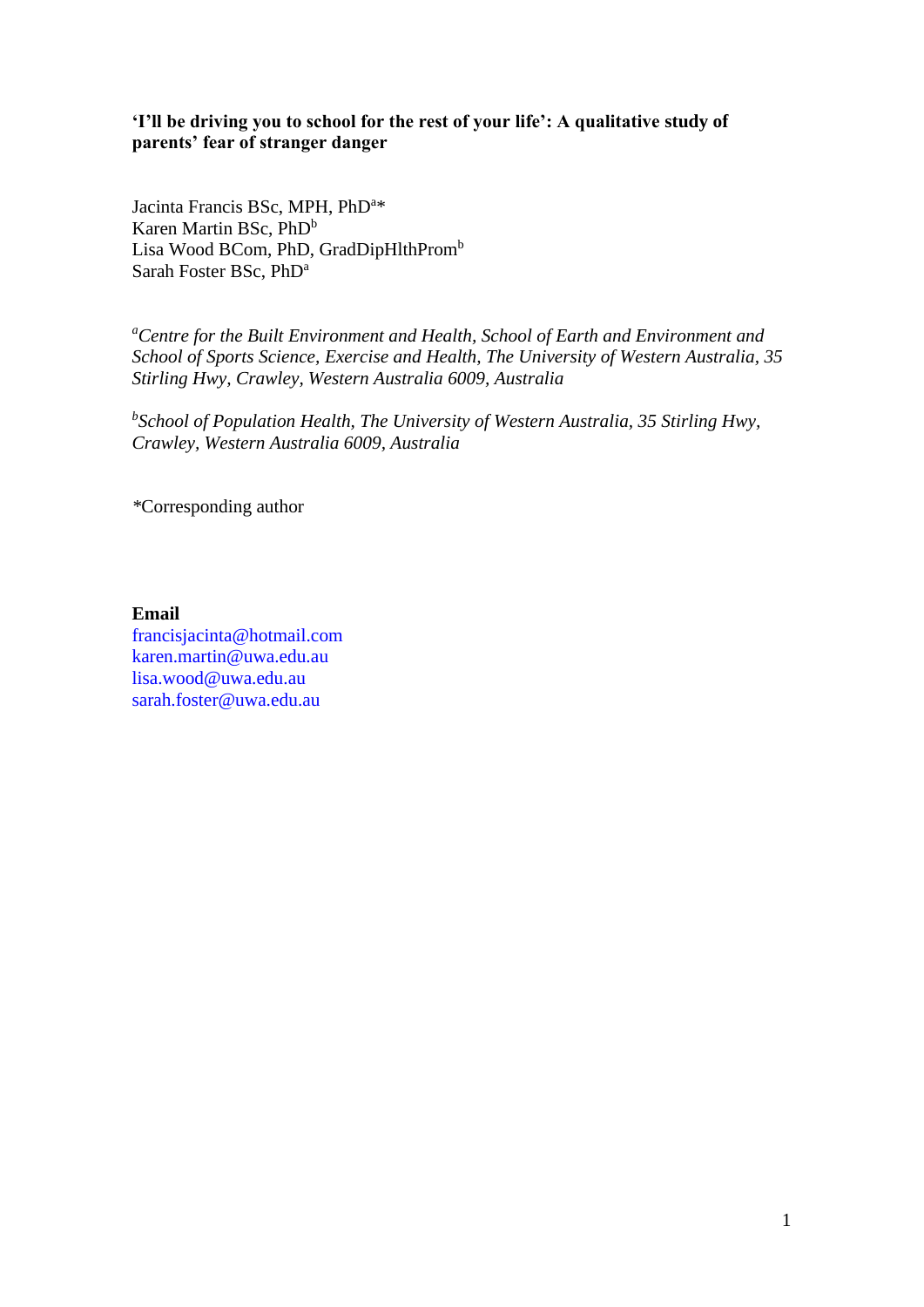**‘I’ll be driving you to school for the rest of your life’: A qualitative study of parents’ fear of stranger danger**

Jacinta Francis BSc, MPH, PhD[a]*
Karen Martin BSc, PhD[b]
Lisa Wood BCom, PhD, GradDipHlthProm[b]
Sarah Foster BSc, PhD[a]

[a]*Centre for the Built Environment and Health, School of Earth and Environment and School of Sports Science, Exercise and Health, The University of Western Australia, 35 Stirling Hwy, Crawley, Western Australia 6009, Australia*

[b]*School of Population Health, The University of Western Australia, 35 Stirling Hwy, Crawley, Western Australia 6009, Australia*

*Corresponding author

**Email**
francisjacinta@hotmail.com
karen.martin@uwa.edu.au
lisa.wood@uwa.edu.au
sarah.foster@uwa.edu.au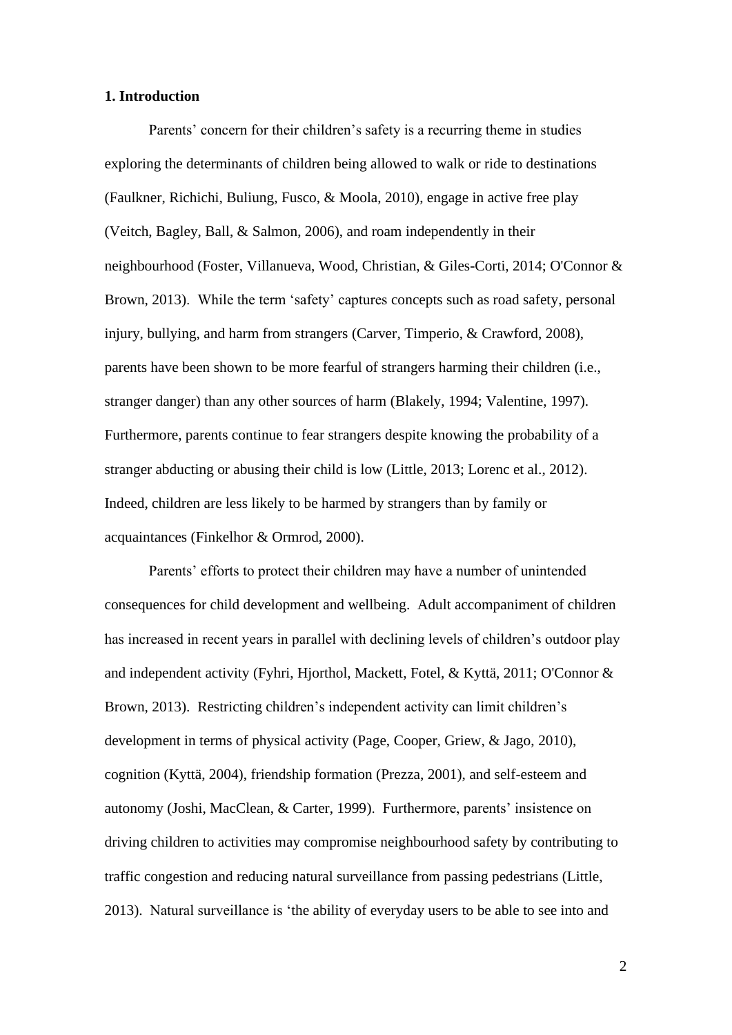## 1. Introduction

Parents' concern for their children's safety is a recurring theme in studies exploring the determinants of children being allowed to walk or ride to destinations (Faulkner, Richichi, Buliung, Fusco, & Moola, 2010), engage in active free play (Veitch, Bagley, Ball, & Salmon, 2006), and roam independently in their neighbourhood (Foster, Villanueva, Wood, Christian, & Giles-Corti, 2014; O'Connor & Brown, 2013). While the term 'safety' captures concepts such as road safety, personal injury, bullying, and harm from strangers (Carver, Timperio, & Crawford, 2008), parents have been shown to be more fearful of strangers harming their children (i.e., stranger danger) than any other sources of harm (Blakely, 1994; Valentine, 1997). Furthermore, parents continue to fear strangers despite knowing the probability of a stranger abducting or abusing their child is low (Little, 2013; Lorenc et al., 2012). Indeed, children are less likely to be harmed by strangers than by family or acquaintances (Finkelhor & Ormrod, 2000).

Parents' efforts to protect their children may have a number of unintended consequences for child development and wellbeing. Adult accompaniment of children has increased in recent years in parallel with declining levels of children's outdoor play and independent activity (Fyhri, Hjorthol, Mackett, Fotel, & Kyttä, 2011; O'Connor & Brown, 2013). Restricting children's independent activity can limit children's development in terms of physical activity (Page, Cooper, Griew, & Jago, 2010), cognition (Kyttä, 2004), friendship formation (Prezza, 2001), and self-esteem and autonomy (Joshi, MacClean, & Carter, 1999). Furthermore, parents' insistence on driving children to activities may compromise neighbourhood safety by contributing to traffic congestion and reducing natural surveillance from passing pedestrians (Little, 2013). Natural surveillance is 'the ability of everyday users to be able to see into and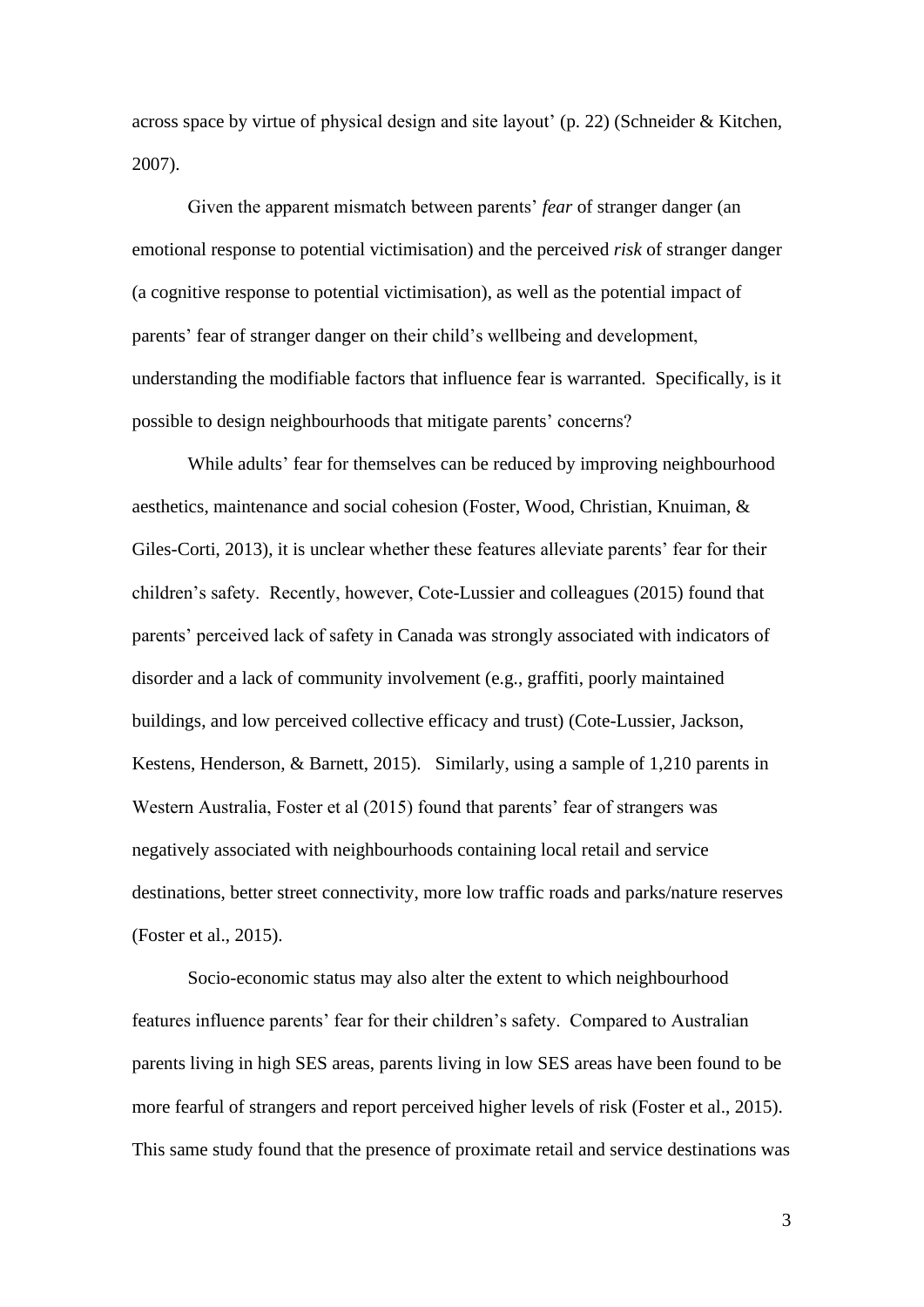across space by virtue of physical design and site layout' (p. 22) (Schneider & Kitchen, 2007).

Given the apparent mismatch between parents' *fear* of stranger danger (an emotional response to potential victimisation) and the perceived *risk* of stranger danger (a cognitive response to potential victimisation), as well as the potential impact of parents' fear of stranger danger on their child's wellbeing and development, understanding the modifiable factors that influence fear is warranted. Specifically, is it possible to design neighbourhoods that mitigate parents' concerns?

While adults' fear for themselves can be reduced by improving neighbourhood aesthetics, maintenance and social cohesion (Foster, Wood, Christian, Knuiman, & Giles-Corti, 2013), it is unclear whether these features alleviate parents' fear for their children's safety. Recently, however, Cote-Lussier and colleagues (2015) found that parents' perceived lack of safety in Canada was strongly associated with indicators of disorder and a lack of community involvement (e.g., graffiti, poorly maintained buildings, and low perceived collective efficacy and trust) (Cote-Lussier, Jackson, Kestens, Henderson, & Barnett, 2015). Similarly, using a sample of 1,210 parents in Western Australia, Foster et al (2015) found that parents' fear of strangers was negatively associated with neighbourhoods containing local retail and service destinations, better street connectivity, more low traffic roads and parks/nature reserves (Foster et al., 2015).

Socio-economic status may also alter the extent to which neighbourhood features influence parents' fear for their children's safety. Compared to Australian parents living in high SES areas, parents living in low SES areas have been found to be more fearful of strangers and report perceived higher levels of risk (Foster et al., 2015). This same study found that the presence of proximate retail and service destinations was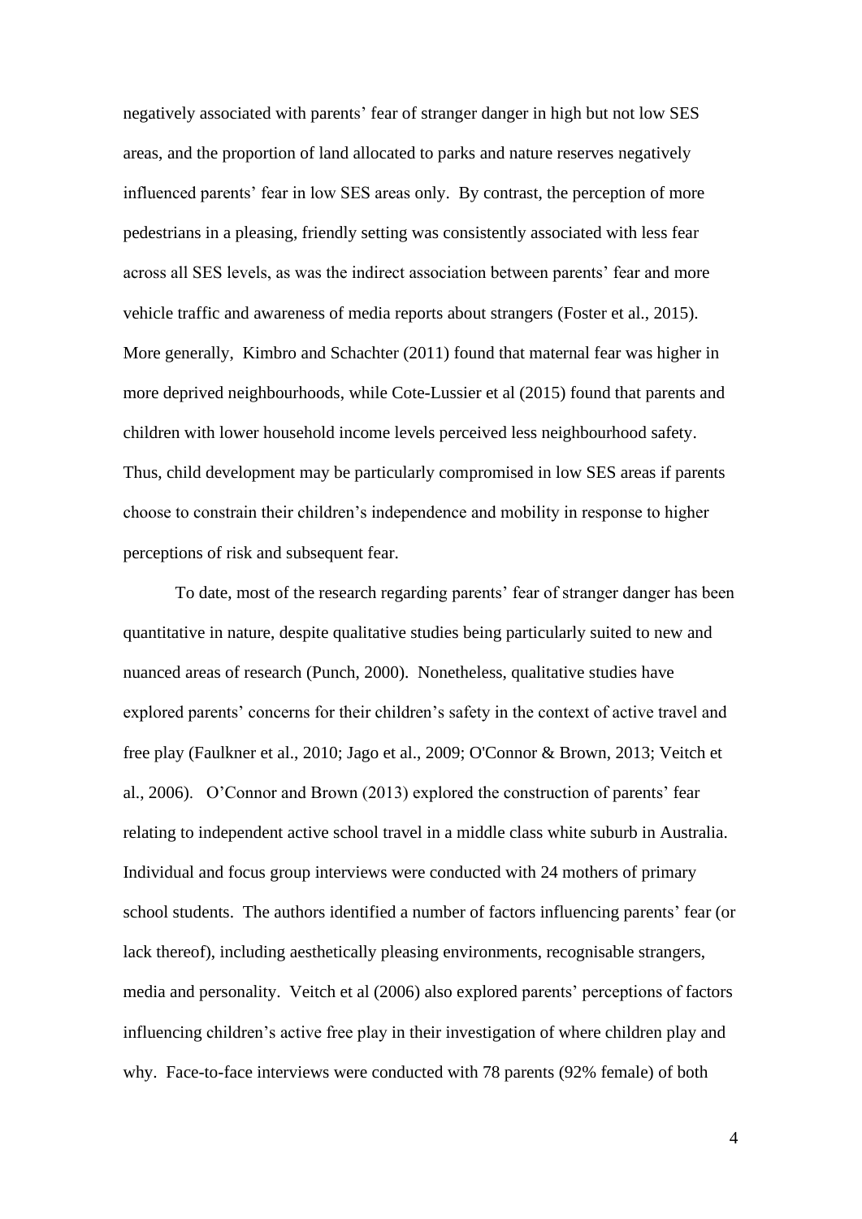negatively associated with parents' fear of stranger danger in high but not low SES areas, and the proportion of land allocated to parks and nature reserves negatively influenced parents' fear in low SES areas only. By contrast, the perception of more pedestrians in a pleasing, friendly setting was consistently associated with less fear across all SES levels, as was the indirect association between parents' fear and more vehicle traffic and awareness of media reports about strangers (Foster et al., 2015). More generally, Kimbro and Schachter (2011) found that maternal fear was higher in more deprived neighbourhoods, while Cote-Lussier et al (2015) found that parents and children with lower household income levels perceived less neighbourhood safety. Thus, child development may be particularly compromised in low SES areas if parents choose to constrain their children's independence and mobility in response to higher perceptions of risk and subsequent fear.

To date, most of the research regarding parents' fear of stranger danger has been quantitative in nature, despite qualitative studies being particularly suited to new and nuanced areas of research (Punch, 2000). Nonetheless, qualitative studies have explored parents' concerns for their children's safety in the context of active travel and free play (Faulkner et al., 2010; Jago et al., 2009; O'Connor & Brown, 2013; Veitch et al., 2006). O'Connor and Brown (2013) explored the construction of parents' fear relating to independent active school travel in a middle class white suburb in Australia. Individual and focus group interviews were conducted with 24 mothers of primary school students. The authors identified a number of factors influencing parents' fear (or lack thereof), including aesthetically pleasing environments, recognisable strangers, media and personality. Veitch et al (2006) also explored parents' perceptions of factors influencing children's active free play in their investigation of where children play and why. Face-to-face interviews were conducted with 78 parents (92% female) of both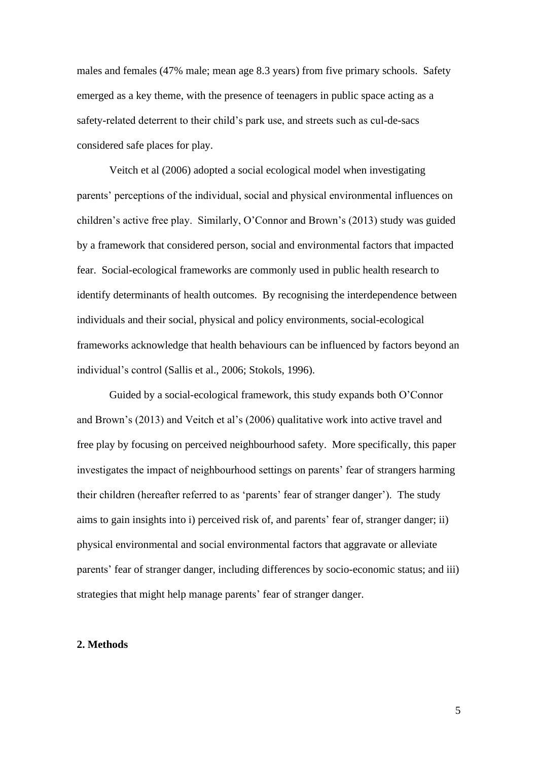males and females (47% male; mean age 8.3 years) from five primary schools. Safety emerged as a key theme, with the presence of teenagers in public space acting as a safety-related deterrent to their child's park use, and streets such as cul-de-sacs considered safe places for play.

Veitch et al (2006) adopted a social ecological model when investigating parents' perceptions of the individual, social and physical environmental influences on children's active free play. Similarly, O'Connor and Brown's (2013) study was guided by a framework that considered person, social and environmental factors that impacted fear. Social-ecological frameworks are commonly used in public health research to identify determinants of health outcomes. By recognising the interdependence between individuals and their social, physical and policy environments, social-ecological frameworks acknowledge that health behaviours can be influenced by factors beyond an individual's control (Sallis et al., 2006; Stokols, 1996).

Guided by a social-ecological framework, this study expands both O'Connor and Brown's (2013) and Veitch et al's (2006) qualitative work into active travel and free play by focusing on perceived neighbourhood safety. More specifically, this paper investigates the impact of neighbourhood settings on parents' fear of strangers harming their children (hereafter referred to as 'parents' fear of stranger danger'). The study aims to gain insights into i) perceived risk of, and parents' fear of, stranger danger; ii) physical environmental and social environmental factors that aggravate or alleviate parents' fear of stranger danger, including differences by socio-economic status; and iii) strategies that might help manage parents' fear of stranger danger.

## 2. Methods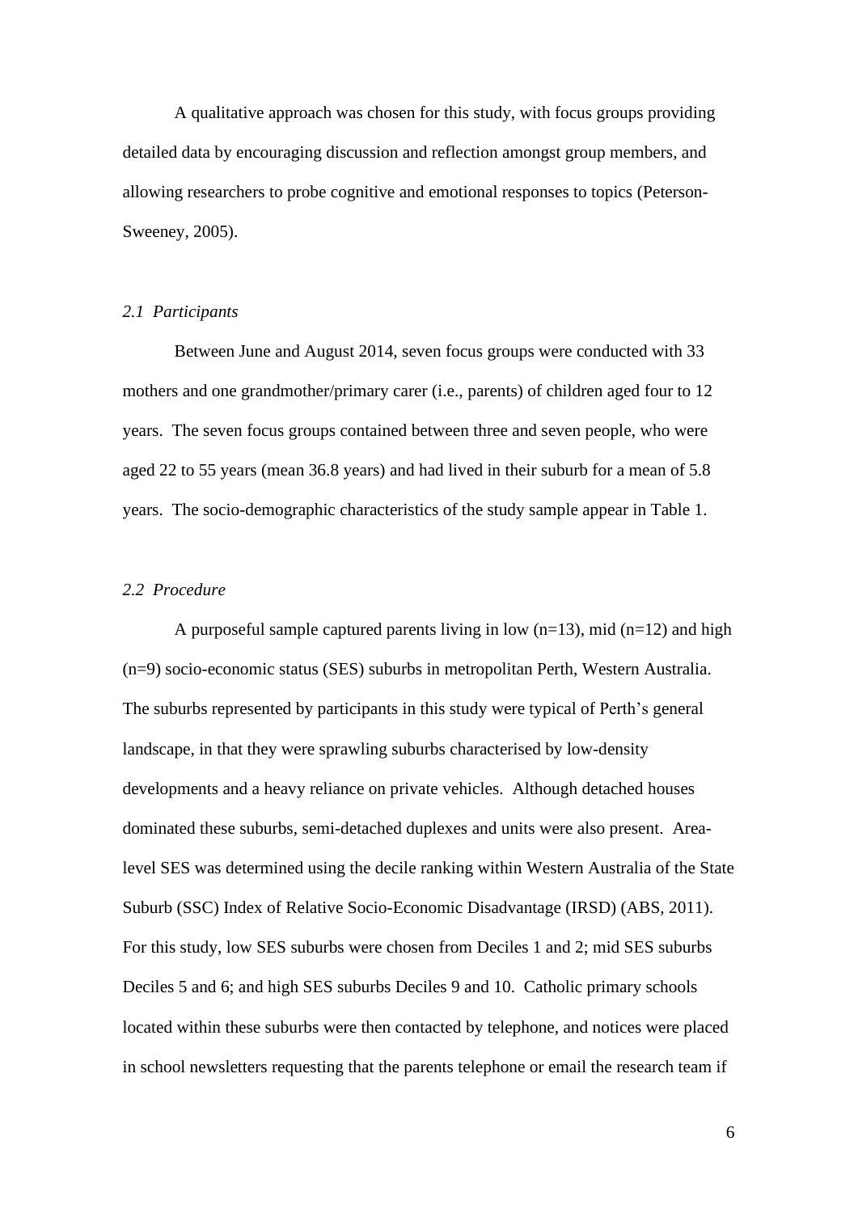A qualitative approach was chosen for this study, with focus groups providing detailed data by encouraging discussion and reflection amongst group members, and allowing researchers to probe cognitive and emotional responses to topics (Peterson-Sweeney, 2005).

### *2.1 Participants*

Between June and August 2014, seven focus groups were conducted with 33 mothers and one grandmother/primary carer (i.e., parents) of children aged four to 12 years. The seven focus groups contained between three and seven people, who were aged 22 to 55 years (mean 36.8 years) and had lived in their suburb for a mean of 5.8 years. The socio-demographic characteristics of the study sample appear in Table 1.

### *2.2 Procedure*

A purposeful sample captured parents living in low (n=13), mid (n=12) and high (n=9) socio-economic status (SES) suburbs in metropolitan Perth, Western Australia. The suburbs represented by participants in this study were typical of Perth's general landscape, in that they were sprawling suburbs characterised by low-density developments and a heavy reliance on private vehicles. Although detached houses dominated these suburbs, semi-detached duplexes and units were also present. Area-level SES was determined using the decile ranking within Western Australia of the State Suburb (SSC) Index of Relative Socio-Economic Disadvantage (IRSD) (ABS, 2011). For this study, low SES suburbs were chosen from Deciles 1 and 2; mid SES suburbs Deciles 5 and 6; and high SES suburbs Deciles 9 and 10. Catholic primary schools located within these suburbs were then contacted by telephone, and notices were placed in school newsletters requesting that the parents telephone or email the research team if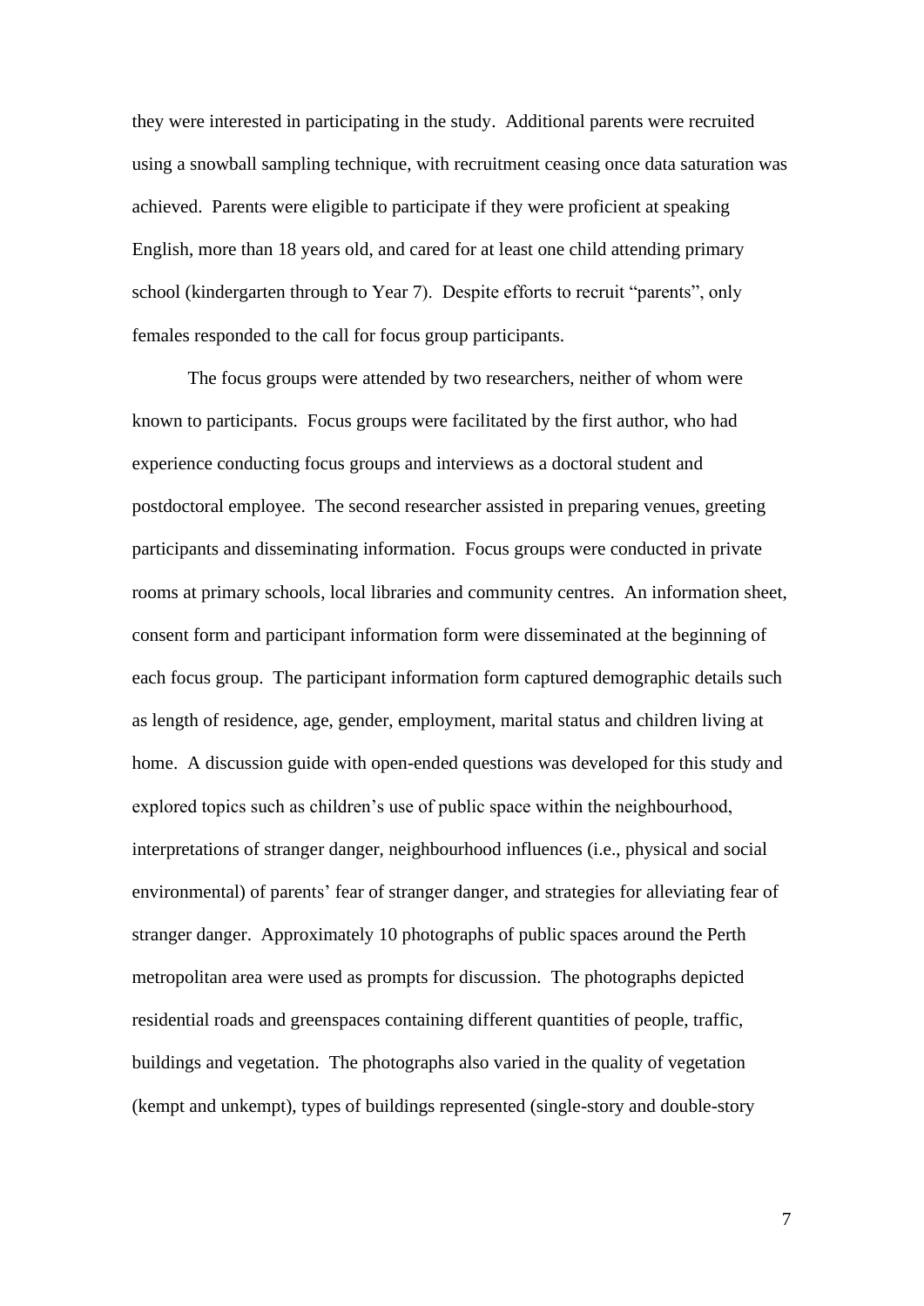they were interested in participating in the study. Additional parents were recruited using a snowball sampling technique, with recruitment ceasing once data saturation was achieved. Parents were eligible to participate if they were proficient at speaking English, more than 18 years old, and cared for at least one child attending primary school (kindergarten through to Year 7). Despite efforts to recruit "parents", only females responded to the call for focus group participants.

The focus groups were attended by two researchers, neither of whom were known to participants. Focus groups were facilitated by the first author, who had experience conducting focus groups and interviews as a doctoral student and postdoctoral employee. The second researcher assisted in preparing venues, greeting participants and disseminating information. Focus groups were conducted in private rooms at primary schools, local libraries and community centres. An information sheet, consent form and participant information form were disseminated at the beginning of each focus group. The participant information form captured demographic details such as length of residence, age, gender, employment, marital status and children living at home. A discussion guide with open-ended questions was developed for this study and explored topics such as children's use of public space within the neighbourhood, interpretations of stranger danger, neighbourhood influences (i.e., physical and social environmental) of parents' fear of stranger danger, and strategies for alleviating fear of stranger danger. Approximately 10 photographs of public spaces around the Perth metropolitan area were used as prompts for discussion. The photographs depicted residential roads and greenspaces containing different quantities of people, traffic, buildings and vegetation. The photographs also varied in the quality of vegetation (kempt and unkempt), types of buildings represented (single-story and double-story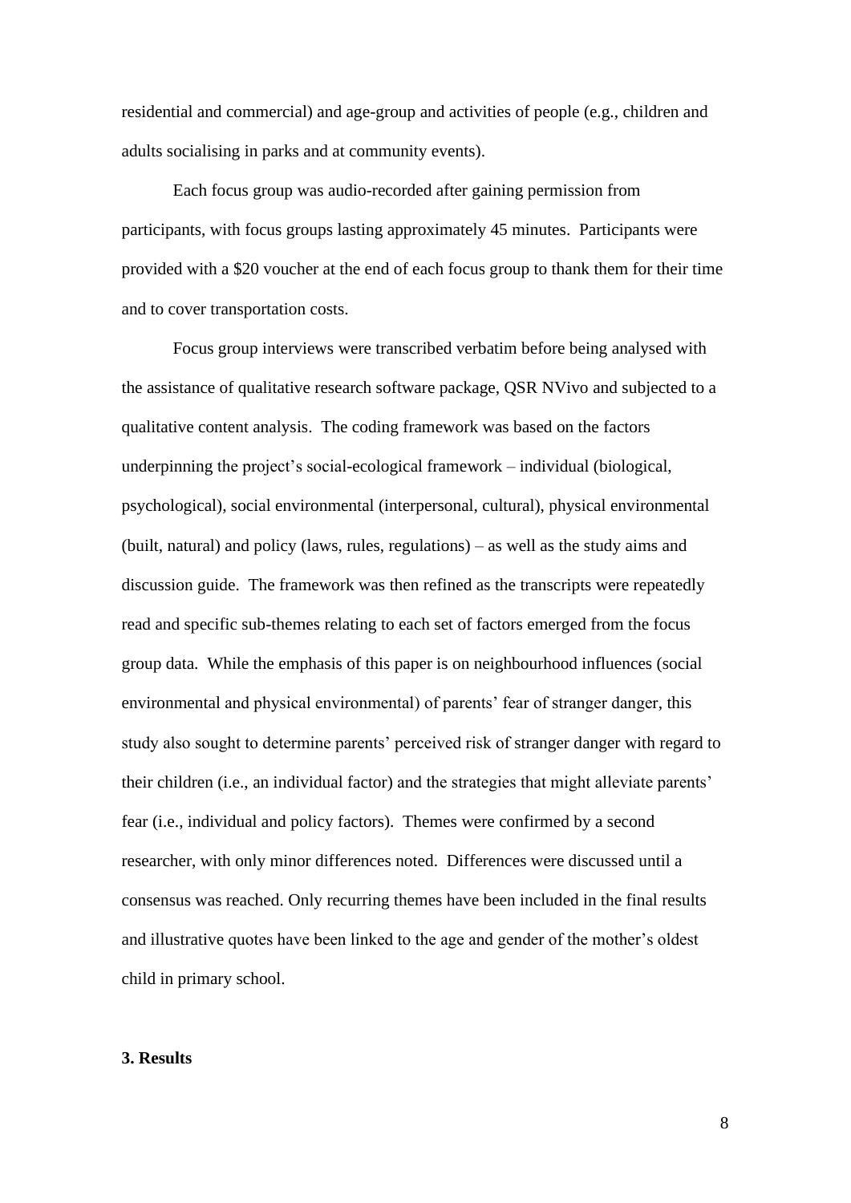residential and commercial) and age-group and activities of people (e.g., children and adults socialising in parks and at community events).

Each focus group was audio-recorded after gaining permission from participants, with focus groups lasting approximately 45 minutes. Participants were provided with a $20 voucher at the end of each focus group to thank them for their time and to cover transportation costs.

Focus group interviews were transcribed verbatim before being analysed with the assistance of qualitative research software package, QSR NVivo and subjected to a qualitative content analysis. The coding framework was based on the factors underpinning the project's social-ecological framework – individual (biological, psychological), social environmental (interpersonal, cultural), physical environmental (built, natural) and policy (laws, rules, regulations) – as well as the study aims and discussion guide. The framework was then refined as the transcripts were repeatedly read and specific sub-themes relating to each set of factors emerged from the focus group data. While the emphasis of this paper is on neighbourhood influences (social environmental and physical environmental) of parents' fear of stranger danger, this study also sought to determine parents' perceived risk of stranger danger with regard to their children (i.e., an individual factor) and the strategies that might alleviate parents' fear (i.e., individual and policy factors). Themes were confirmed by a second researcher, with only minor differences noted. Differences were discussed until a consensus was reached. Only recurring themes have been included in the final results and illustrative quotes have been linked to the age and gender of the mother's oldest child in primary school.

## 3. Results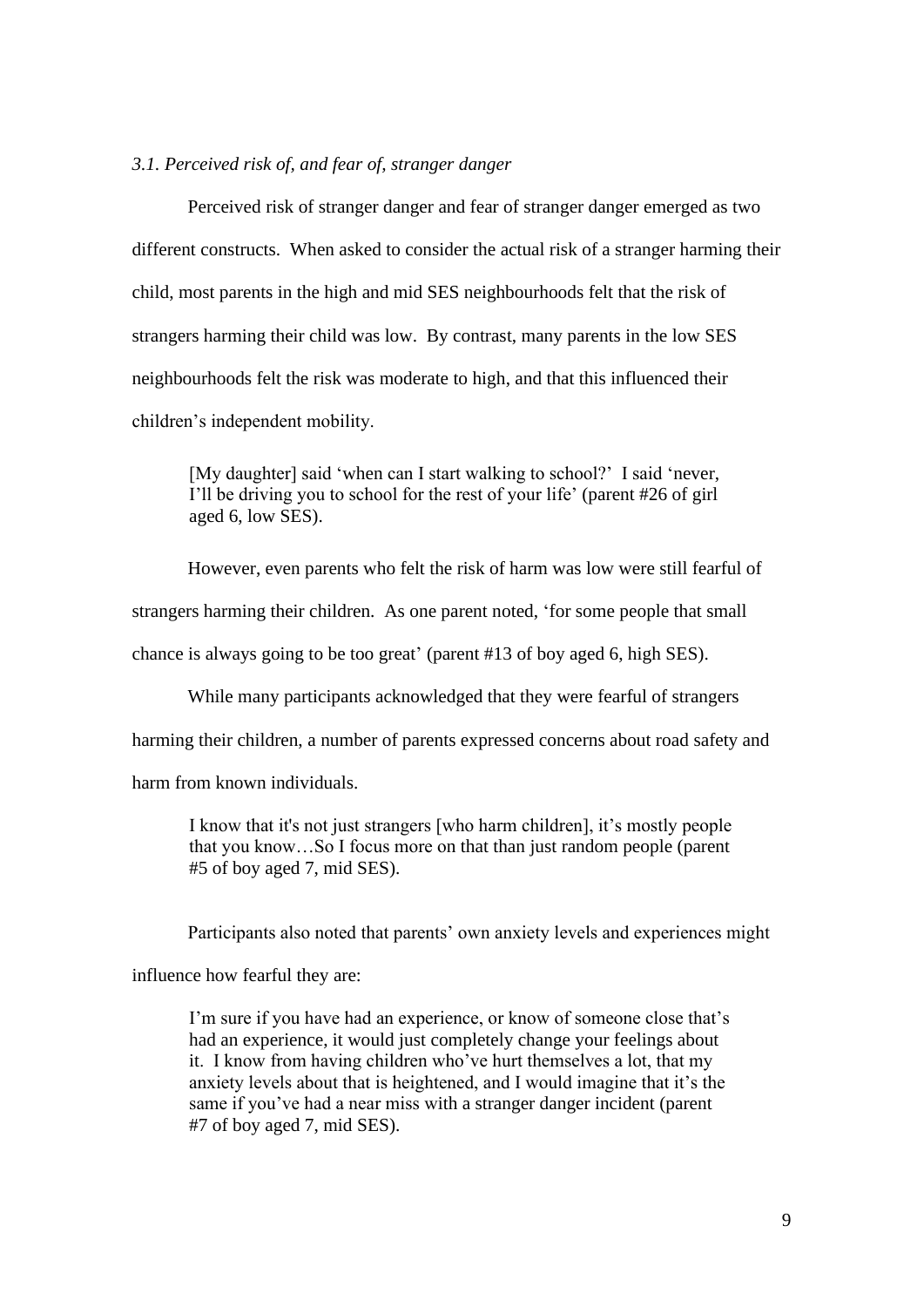### *3.1. Perceived risk of, and fear of, stranger danger*

Perceived risk of stranger danger and fear of stranger danger emerged as two different constructs. When asked to consider the actual risk of a stranger harming their child, most parents in the high and mid SES neighbourhoods felt that the risk of strangers harming their child was low. By contrast, many parents in the low SES neighbourhoods felt the risk was moderate to high, and that this influenced their children's independent mobility.

> [My daughter] said 'when can I start walking to school?' I said 'never, I'll be driving you to school for the rest of your life' (parent #26 of girl aged 6, low SES).

However, even parents who felt the risk of harm was low were still fearful of strangers harming their children. As one parent noted, 'for some people that small chance is always going to be too great' (parent #13 of boy aged 6, high SES).

While many participants acknowledged that they were fearful of strangers harming their children, a number of parents expressed concerns about road safety and harm from known individuals.

> I know that it's not just strangers [who harm children], it's mostly people that you know…So I focus more on that than just random people (parent #5 of boy aged 7, mid SES).

Participants also noted that parents' own anxiety levels and experiences might influence how fearful they are:

> I'm sure if you have had an experience, or know of someone close that's had an experience, it would just completely change your feelings about it. I know from having children who've hurt themselves a lot, that my anxiety levels about that is heightened, and I would imagine that it's the same if you've had a near miss with a stranger danger incident (parent #7 of boy aged 7, mid SES).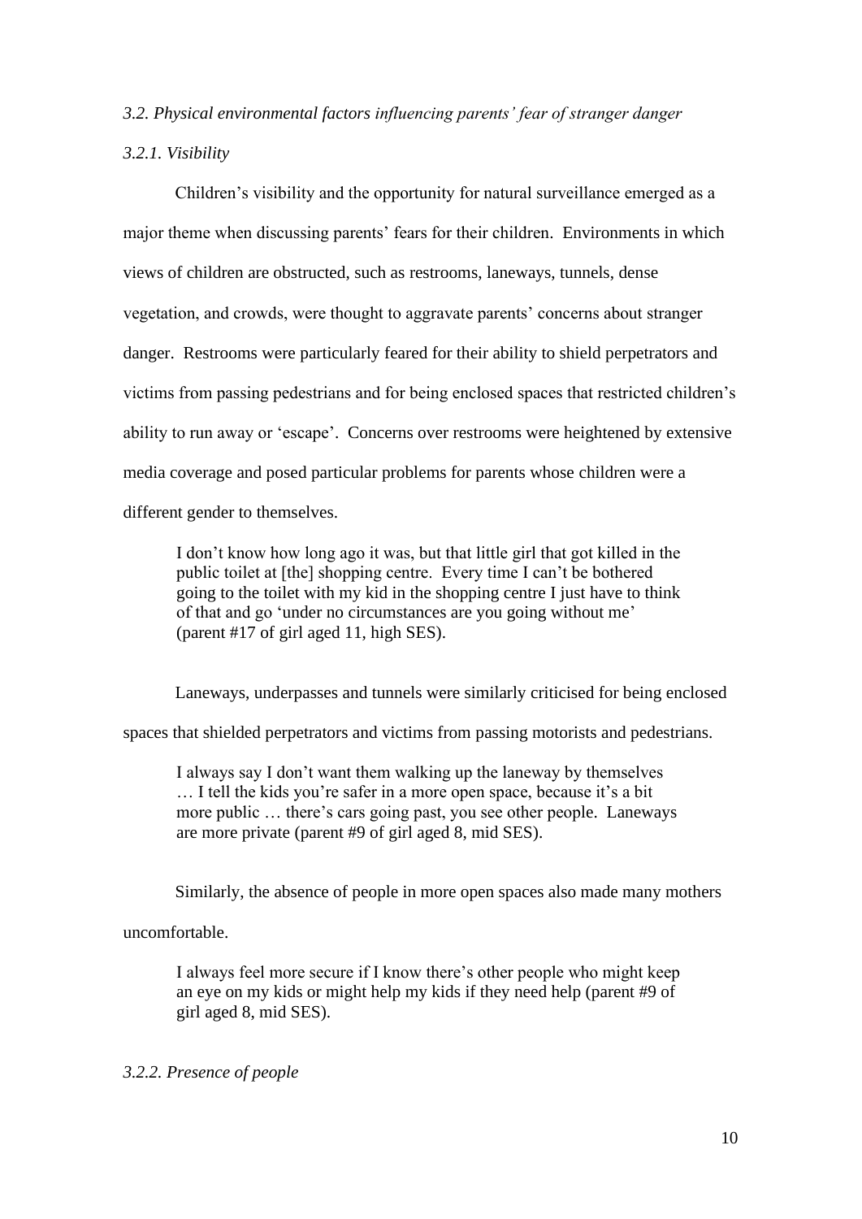### *3.2. Physical environmental factors influencing parents' fear of stranger danger*

#### *3.2.1. Visibility*

Children's visibility and the opportunity for natural surveillance emerged as a major theme when discussing parents' fears for their children. Environments in which views of children are obstructed, such as restrooms, laneways, tunnels, dense vegetation, and crowds, were thought to aggravate parents' concerns about stranger danger. Restrooms were particularly feared for their ability to shield perpetrators and victims from passing pedestrians and for being enclosed spaces that restricted children's ability to run away or 'escape'. Concerns over restrooms were heightened by extensive media coverage and posed particular problems for parents whose children were a different gender to themselves.

> I don't know how long ago it was, but that little girl that got killed in the public toilet at [the] shopping centre. Every time I can't be bothered going to the toilet with my kid in the shopping centre I just have to think of that and go 'under no circumstances are you going without me' (parent #17 of girl aged 11, high SES).

Laneways, underpasses and tunnels were similarly criticised for being enclosed spaces that shielded perpetrators and victims from passing motorists and pedestrians.

> I always say I don't want them walking up the laneway by themselves … I tell the kids you're safer in a more open space, because it's a bit more public … there's cars going past, you see other people. Laneways are more private (parent #9 of girl aged 8, mid SES).

Similarly, the absence of people in more open spaces also made many mothers uncomfortable.

> I always feel more secure if I know there's other people who might keep an eye on my kids or might help my kids if they need help (parent #9 of girl aged 8, mid SES).

#### *3.2.2. Presence of people*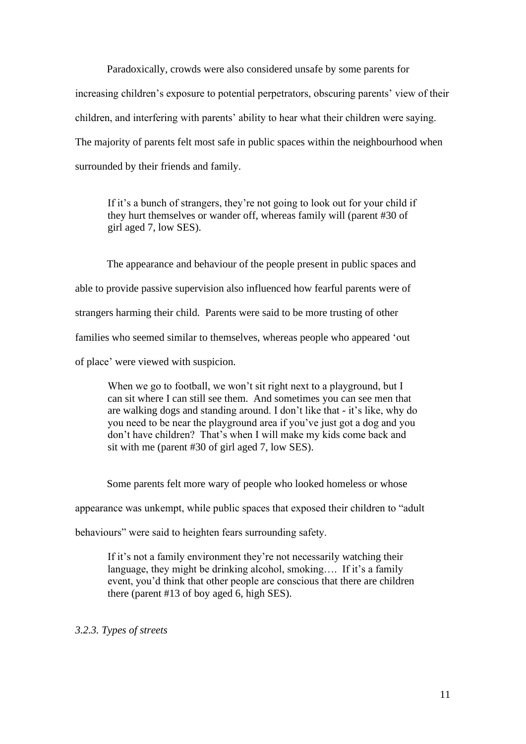Paradoxically, crowds were also considered unsafe by some parents for increasing children's exposure to potential perpetrators, obscuring parents' view of their children, and interfering with parents' ability to hear what their children were saying. The majority of parents felt most safe in public spaces within the neighbourhood when surrounded by their friends and family.

> If it's a bunch of strangers, they're not going to look out for your child if they hurt themselves or wander off, whereas family will (parent #30 of girl aged 7, low SES).

The appearance and behaviour of the people present in public spaces and able to provide passive supervision also influenced how fearful parents were of strangers harming their child. Parents were said to be more trusting of other families who seemed similar to themselves, whereas people who appeared 'out of place' were viewed with suspicion.

> When we go to football, we won't sit right next to a playground, but I can sit where I can still see them. And sometimes you can see men that are walking dogs and standing around. I don't like that - it's like, why do you need to be near the playground area if you've just got a dog and you don't have children? That's when I will make my kids come back and sit with me (parent #30 of girl aged 7, low SES).

Some parents felt more wary of people who looked homeless or whose appearance was unkempt, while public spaces that exposed their children to "adult behaviours" were said to heighten fears surrounding safety.

> If it's not a family environment they're not necessarily watching their language, they might be drinking alcohol, smoking…. If it's a family event, you'd think that other people are conscious that there are children there (parent #13 of boy aged 6, high SES).

*3.2.3. Types of streets*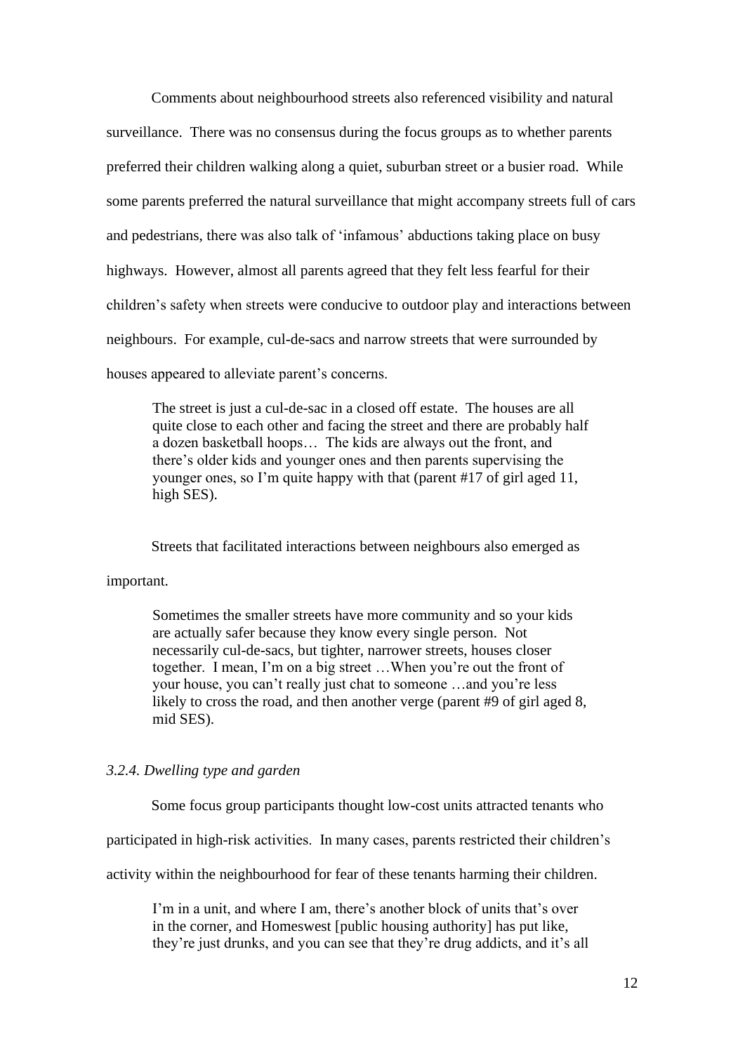Comments about neighbourhood streets also referenced visibility and natural surveillance. There was no consensus during the focus groups as to whether parents preferred their children walking along a quiet, suburban street or a busier road. While some parents preferred the natural surveillance that might accompany streets full of cars and pedestrians, there was also talk of 'infamous' abductions taking place on busy highways. However, almost all parents agreed that they felt less fearful for their children's safety when streets were conducive to outdoor play and interactions between neighbours. For example, cul-de-sacs and narrow streets that were surrounded by houses appeared to alleviate parent's concerns.

> The street is just a cul-de-sac in a closed off estate. The houses are all quite close to each other and facing the street and there are probably half a dozen basketball hoops… The kids are always out the front, and there's older kids and younger ones and then parents supervising the younger ones, so I'm quite happy with that (parent #17 of girl aged 11, high SES).

Streets that facilitated interactions between neighbours also emerged as important.

> Sometimes the smaller streets have more community and so your kids are actually safer because they know every single person. Not necessarily cul-de-sacs, but tighter, narrower streets, houses closer together. I mean, I'm on a big street …When you're out the front of your house, you can't really just chat to someone …and you're less likely to cross the road, and then another verge (parent #9 of girl aged 8, mid SES).

### *3.2.4. Dwelling type and garden*

Some focus group participants thought low-cost units attracted tenants who participated in high-risk activities. In many cases, parents restricted their children's activity within the neighbourhood for fear of these tenants harming their children.

> I'm in a unit, and where I am, there's another block of units that's over in the corner, and Homeswest [public housing authority] has put like, they're just drunks, and you can see that they're drug addicts, and it's all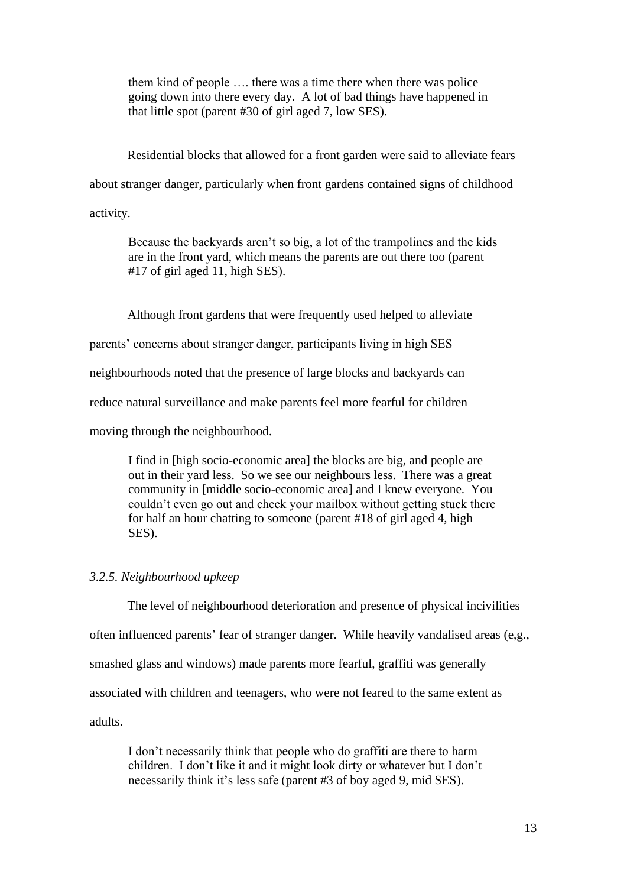> them kind of people …. there was a time there when there was police going down into there every day. A lot of bad things have happened in that little spot (parent #30 of girl aged 7, low SES).

Residential blocks that allowed for a front garden were said to alleviate fears about stranger danger, particularly when front gardens contained signs of childhood activity.

> Because the backyards aren't so big, a lot of the trampolines and the kids are in the front yard, which means the parents are out there too (parent #17 of girl aged 11, high SES).

Although front gardens that were frequently used helped to alleviate parents' concerns about stranger danger, participants living in high SES neighbourhoods noted that the presence of large blocks and backyards can reduce natural surveillance and make parents feel more fearful for children moving through the neighbourhood.

> I find in [high socio-economic area] the blocks are big, and people are out in their yard less. So we see our neighbours less. There was a great community in [middle socio-economic area] and I knew everyone. You couldn't even go out and check your mailbox without getting stuck there for half an hour chatting to someone (parent #18 of girl aged 4, high SES).

#### *3.2.5. Neighbourhood upkeep*

The level of neighbourhood deterioration and presence of physical incivilities often influenced parents' fear of stranger danger. While heavily vandalised areas (e,g., smashed glass and windows) made parents more fearful, graffiti was generally associated with children and teenagers, who were not feared to the same extent as adults.

> I don't necessarily think that people who do graffiti are there to harm children. I don't like it and it might look dirty or whatever but I don't necessarily think it's less safe (parent #3 of boy aged 9, mid SES).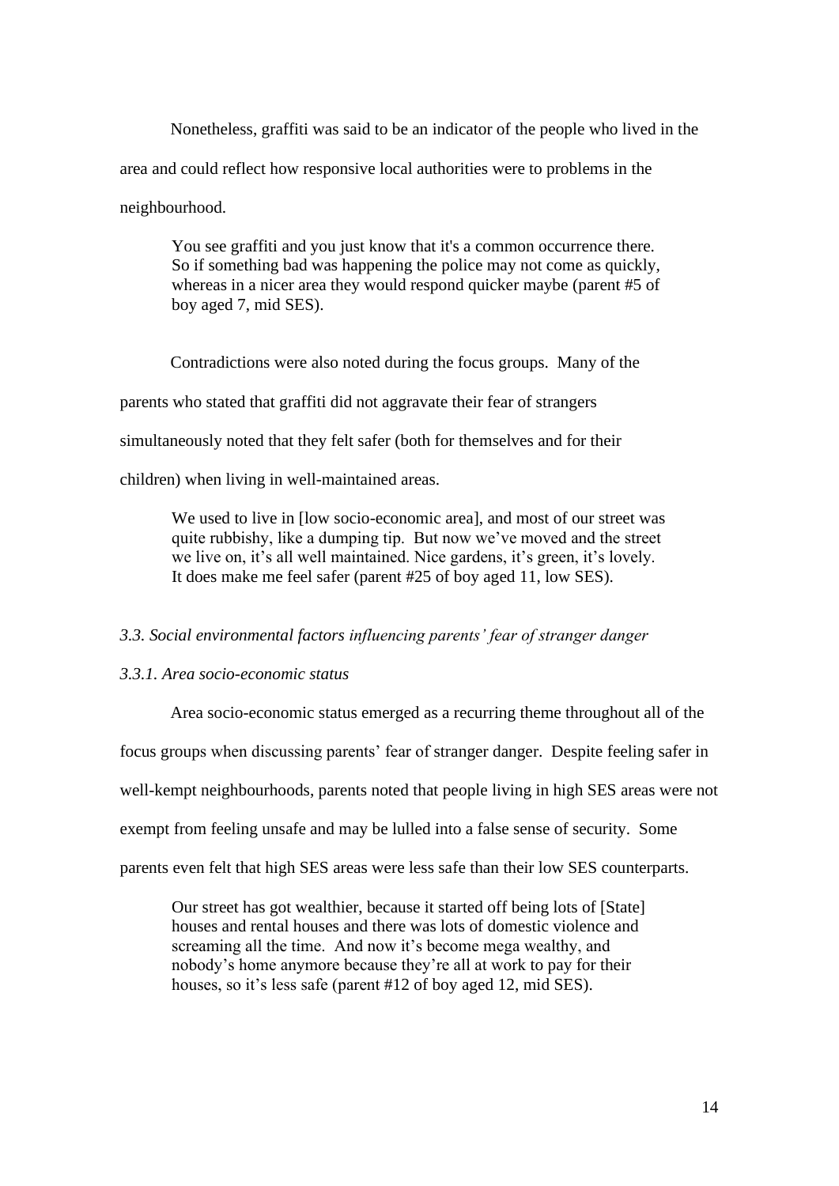Nonetheless, graffiti was said to be an indicator of the people who lived in the area and could reflect how responsive local authorities were to problems in the neighbourhood.

> You see graffiti and you just know that it's a common occurrence there. So if something bad was happening the police may not come as quickly, whereas in a nicer area they would respond quicker maybe (parent #5 of boy aged 7, mid SES).

Contradictions were also noted during the focus groups. Many of the parents who stated that graffiti did not aggravate their fear of strangers simultaneously noted that they felt safer (both for themselves and for their children) when living in well-maintained areas.

> We used to live in [low socio-economic area], and most of our street was quite rubbishy, like a dumping tip. But now we've moved and the street we live on, it's all well maintained. Nice gardens, it's green, it's lovely. It does make me feel safer (parent #25 of boy aged 11, low SES).

### *3.3. Social environmental factors influencing parents' fear of stranger danger*

#### *3.3.1. Area socio-economic status*

Area socio-economic status emerged as a recurring theme throughout all of the focus groups when discussing parents' fear of stranger danger. Despite feeling safer in well-kempt neighbourhoods, parents noted that people living in high SES areas were not exempt from feeling unsafe and may be lulled into a false sense of security. Some parents even felt that high SES areas were less safe than their low SES counterparts.

> Our street has got wealthier, because it started off being lots of [State] houses and rental houses and there was lots of domestic violence and screaming all the time. And now it's become mega wealthy, and nobody's home anymore because they're all at work to pay for their houses, so it's less safe (parent #12 of boy aged 12, mid SES).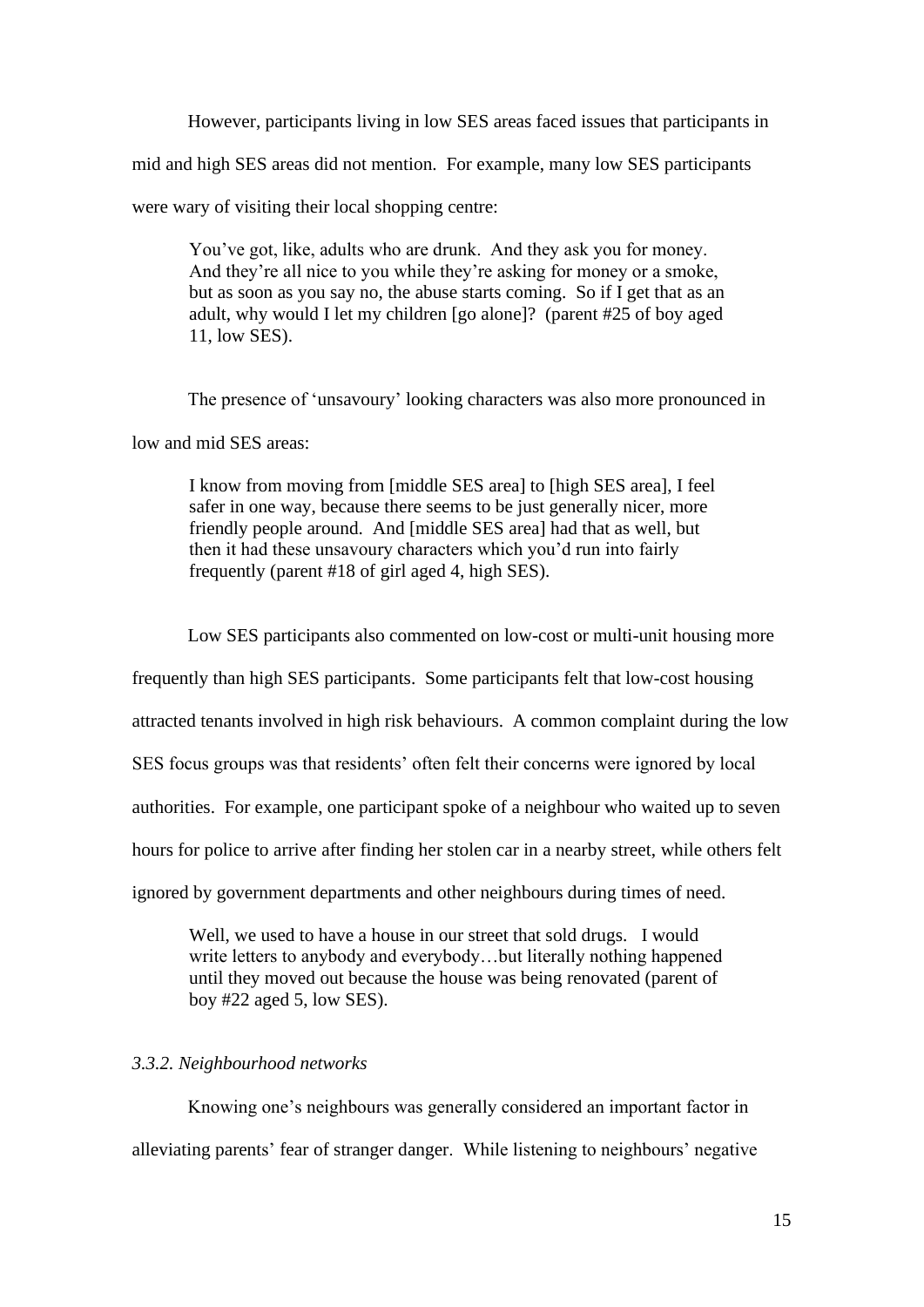However, participants living in low SES areas faced issues that participants in mid and high SES areas did not mention. For example, many low SES participants were wary of visiting their local shopping centre:

> You've got, like, adults who are drunk. And they ask you for money. And they're all nice to you while they're asking for money or a smoke, but as soon as you say no, the abuse starts coming. So if I get that as an adult, why would I let my children [go alone]? (parent #25 of boy aged 11, low SES).

The presence of 'unsavoury' looking characters was also more pronounced in low and mid SES areas:

> I know from moving from [middle SES area] to [high SES area], I feel safer in one way, because there seems to be just generally nicer, more friendly people around. And [middle SES area] had that as well, but then it had these unsavoury characters which you'd run into fairly frequently (parent #18 of girl aged 4, high SES).

Low SES participants also commented on low-cost or multi-unit housing more frequently than high SES participants. Some participants felt that low-cost housing attracted tenants involved in high risk behaviours. A common complaint during the low SES focus groups was that residents' often felt their concerns were ignored by local authorities. For example, one participant spoke of a neighbour who waited up to seven hours for police to arrive after finding her stolen car in a nearby street, while others felt ignored by government departments and other neighbours during times of need.

> Well, we used to have a house in our street that sold drugs. I would write letters to anybody and everybody…but literally nothing happened until they moved out because the house was being renovated (parent of boy #22 aged 5, low SES).

### *3.3.2. Neighbourhood networks*

Knowing one's neighbours was generally considered an important factor in alleviating parents' fear of stranger danger. While listening to neighbours' negative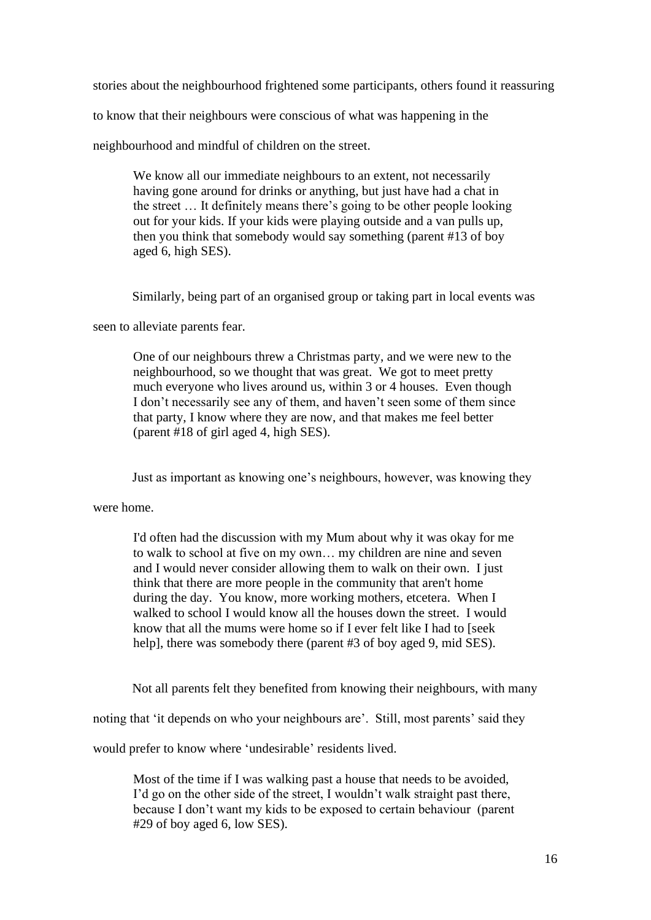stories about the neighbourhood frightened some participants, others found it reassuring to know that their neighbours were conscious of what was happening in the neighbourhood and mindful of children on the street.

> We know all our immediate neighbours to an extent, not necessarily having gone around for drinks or anything, but just have had a chat in the street … It definitely means there's going to be other people looking out for your kids. If your kids were playing outside and a van pulls up, then you think that somebody would say something (parent #13 of boy aged 6, high SES).

Similarly, being part of an organised group or taking part in local events was seen to alleviate parents fear.

> One of our neighbours threw a Christmas party, and we were new to the neighbourhood, so we thought that was great. We got to meet pretty much everyone who lives around us, within 3 or 4 houses. Even though I don't necessarily see any of them, and haven't seen some of them since that party, I know where they are now, and that makes me feel better (parent #18 of girl aged 4, high SES).

Just as important as knowing one's neighbours, however, was knowing they were home.

> I'd often had the discussion with my Mum about why it was okay for me to walk to school at five on my own… my children are nine and seven and I would never consider allowing them to walk on their own. I just think that there are more people in the community that aren't home during the day. You know, more working mothers, etcetera. When I walked to school I would know all the houses down the street. I would know that all the mums were home so if I ever felt like I had to [seek help], there was somebody there (parent #3 of boy aged 9, mid SES).

Not all parents felt they benefited from knowing their neighbours, with many noting that 'it depends on who your neighbours are'. Still, most parents' said they would prefer to know where 'undesirable' residents lived.

> Most of the time if I was walking past a house that needs to be avoided, I'd go on the other side of the street, I wouldn't walk straight past there, because I don't want my kids to be exposed to certain behaviour (parent #29 of boy aged 6, low SES).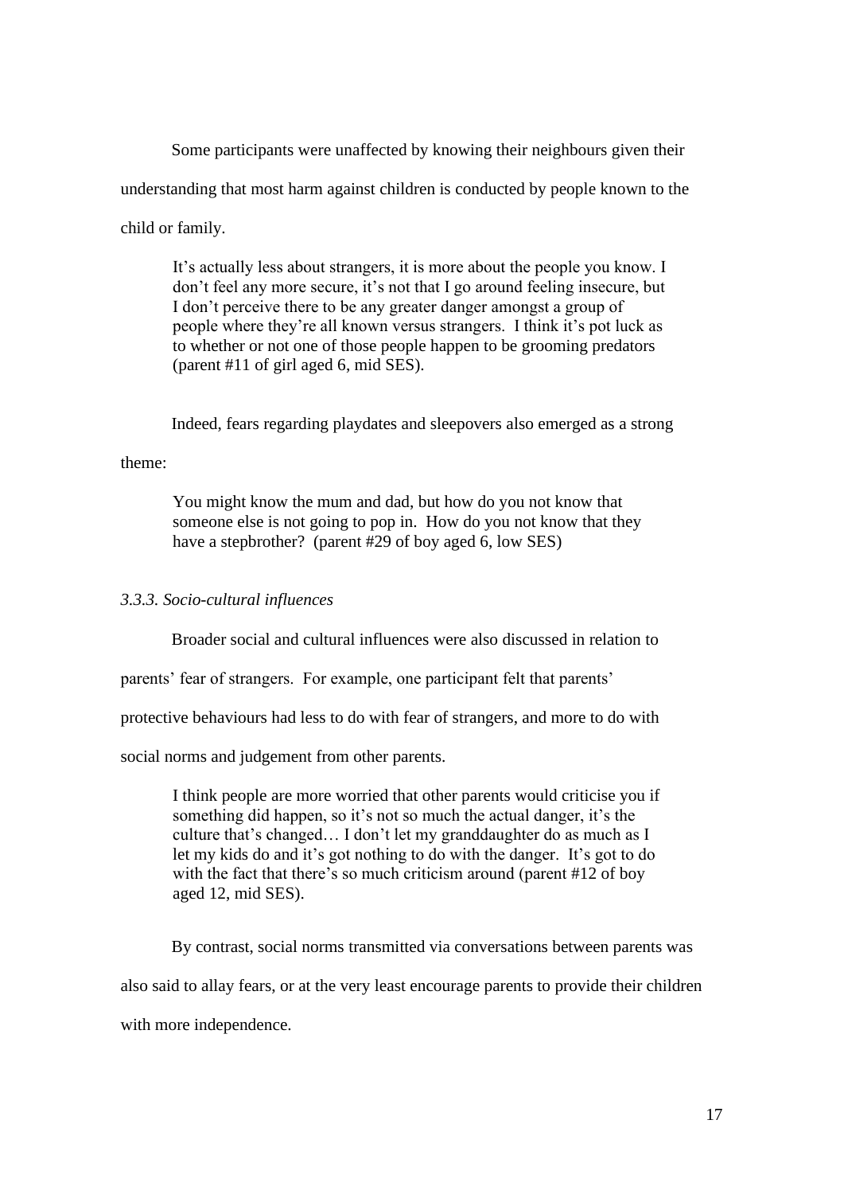Some participants were unaffected by knowing their neighbours given their understanding that most harm against children is conducted by people known to the child or family.

> It's actually less about strangers, it is more about the people you know. I don't feel any more secure, it's not that I go around feeling insecure, but I don't perceive there to be any greater danger amongst a group of people where they're all known versus strangers. I think it's pot luck as to whether or not one of those people happen to be grooming predators (parent #11 of girl aged 6, mid SES).

Indeed, fears regarding playdates and sleepovers also emerged as a strong theme:

> You might know the mum and dad, but how do you not know that someone else is not going to pop in. How do you not know that they have a stepbrother? (parent #29 of boy aged 6, low SES)

*3.3.3. Socio-cultural influences*

Broader social and cultural influences were also discussed in relation to parents' fear of strangers. For example, one participant felt that parents' protective behaviours had less to do with fear of strangers, and more to do with social norms and judgement from other parents.

> I think people are more worried that other parents would criticise you if something did happen, so it's not so much the actual danger, it's the culture that's changed… I don't let my granddaughter do as much as I let my kids do and it's got nothing to do with the danger. It's got to do with the fact that there's so much criticism around (parent #12 of boy aged 12, mid SES).

By contrast, social norms transmitted via conversations between parents was also said to allay fears, or at the very least encourage parents to provide their children with more independence.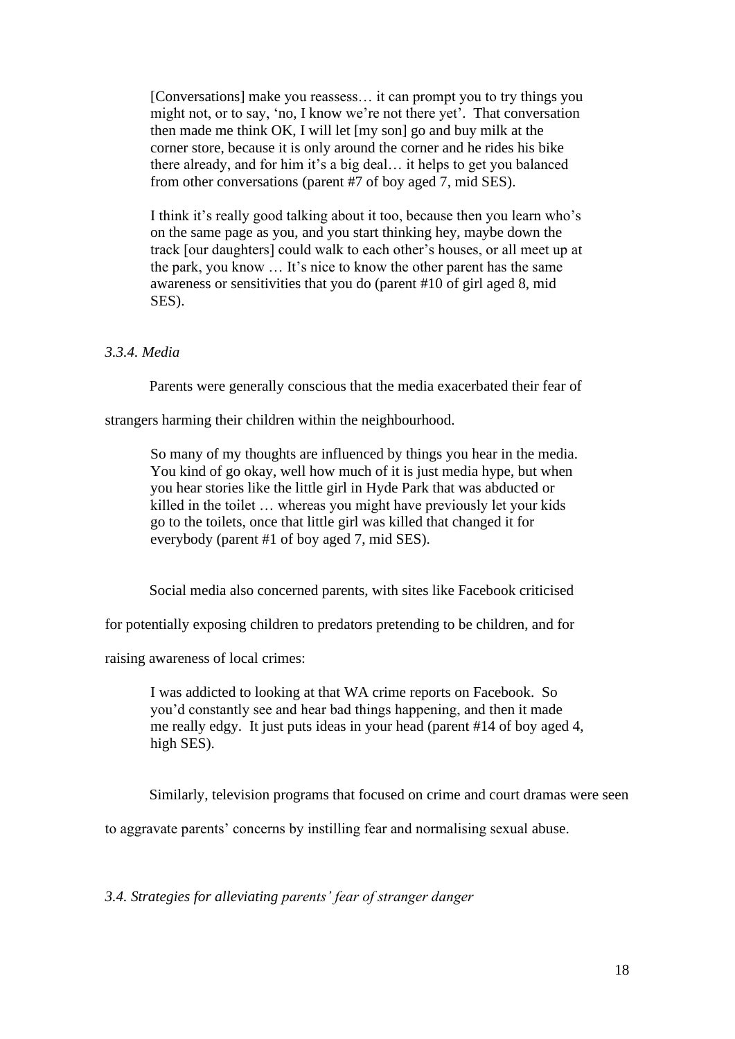> [Conversations] make you reassess… it can prompt you to try things you might not, or to say, 'no, I know we're not there yet'. That conversation then made me think OK, I will let [my son] go and buy milk at the corner store, because it is only around the corner and he rides his bike there already, and for him it's a big deal… it helps to get you balanced from other conversations (parent #7 of boy aged 7, mid SES).

> I think it's really good talking about it too, because then you learn who's on the same page as you, and you start thinking hey, maybe down the track [our daughters] could walk to each other's houses, or all meet up at the park, you know … It's nice to know the other parent has the same awareness or sensitivities that you do (parent #10 of girl aged 8, mid SES).

#### *3.3.4. Media*

Parents were generally conscious that the media exacerbated their fear of strangers harming their children within the neighbourhood.

> So many of my thoughts are influenced by things you hear in the media. You kind of go okay, well how much of it is just media hype, but when you hear stories like the little girl in Hyde Park that was abducted or killed in the toilet … whereas you might have previously let your kids go to the toilets, once that little girl was killed that changed it for everybody (parent #1 of boy aged 7, mid SES).

Social media also concerned parents, with sites like Facebook criticised for potentially exposing children to predators pretending to be children, and for raising awareness of local crimes:

> I was addicted to looking at that WA crime reports on Facebook. So you'd constantly see and hear bad things happening, and then it made me really edgy. It just puts ideas in your head (parent #14 of boy aged 4, high SES).

Similarly, television programs that focused on crime and court dramas were seen to aggravate parents' concerns by instilling fear and normalising sexual abuse.

### *3.4. Strategies for alleviating parents' fear of stranger danger*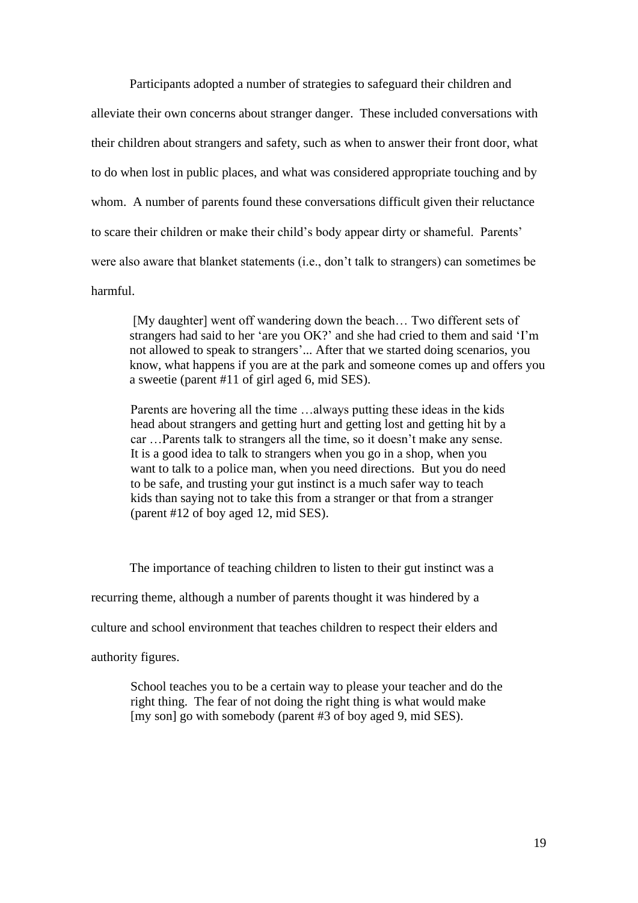Participants adopted a number of strategies to safeguard their children and alleviate their own concerns about stranger danger. These included conversations with their children about strangers and safety, such as when to answer their front door, what to do when lost in public places, and what was considered appropriate touching and by whom. A number of parents found these conversations difficult given their reluctance to scare their children or make their child's body appear dirty or shameful. Parents' were also aware that blanket statements (i.e., don't talk to strangers) can sometimes be harmful.

> [My daughter] went off wandering down the beach… Two different sets of strangers had said to her 'are you OK?' and she had cried to them and said 'I'm not allowed to speak to strangers'... After that we started doing scenarios, you know, what happens if you are at the park and someone comes up and offers you a sweetie (parent #11 of girl aged 6, mid SES).

> Parents are hovering all the time …always putting these ideas in the kids head about strangers and getting hurt and getting lost and getting hit by a car …Parents talk to strangers all the time, so it doesn't make any sense. It is a good idea to talk to strangers when you go in a shop, when you want to talk to a police man, when you need directions. But you do need to be safe, and trusting your gut instinct is a much safer way to teach kids than saying not to take this from a stranger or that from a stranger (parent #12 of boy aged 12, mid SES).

The importance of teaching children to listen to their gut instinct was a recurring theme, although a number of parents thought it was hindered by a culture and school environment that teaches children to respect their elders and authority figures.

> School teaches you to be a certain way to please your teacher and do the right thing. The fear of not doing the right thing is what would make [my son] go with somebody (parent #3 of boy aged 9, mid SES).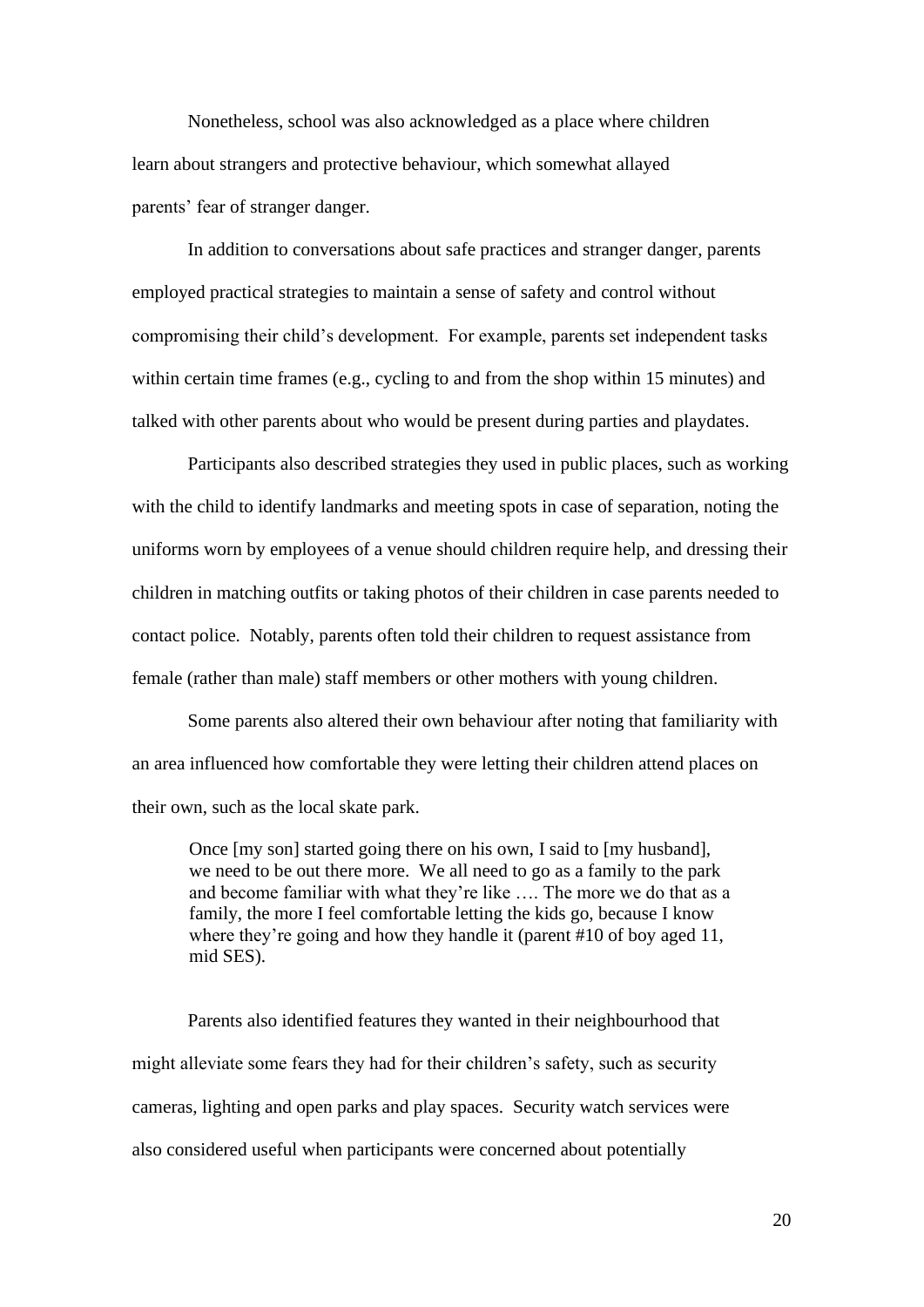Nonetheless, school was also acknowledged as a place where children learn about strangers and protective behaviour, which somewhat allayed parents' fear of stranger danger.

In addition to conversations about safe practices and stranger danger, parents employed practical strategies to maintain a sense of safety and control without compromising their child's development. For example, parents set independent tasks within certain time frames (e.g., cycling to and from the shop within 15 minutes) and talked with other parents about who would be present during parties and playdates.

Participants also described strategies they used in public places, such as working with the child to identify landmarks and meeting spots in case of separation, noting the uniforms worn by employees of a venue should children require help, and dressing their children in matching outfits or taking photos of their children in case parents needed to contact police. Notably, parents often told their children to request assistance from female (rather than male) staff members or other mothers with young children.

Some parents also altered their own behaviour after noting that familiarity with an area influenced how comfortable they were letting their children attend places on their own, such as the local skate park.

> Once [my son] started going there on his own, I said to [my husband], we need to be out there more. We all need to go as a family to the park and become familiar with what they're like …. The more we do that as a family, the more I feel comfortable letting the kids go, because I know where they're going and how they handle it (parent #10 of boy aged 11, mid SES).

Parents also identified features they wanted in their neighbourhood that might alleviate some fears they had for their children's safety, such as security cameras, lighting and open parks and play spaces. Security watch services were also considered useful when participants were concerned about potentially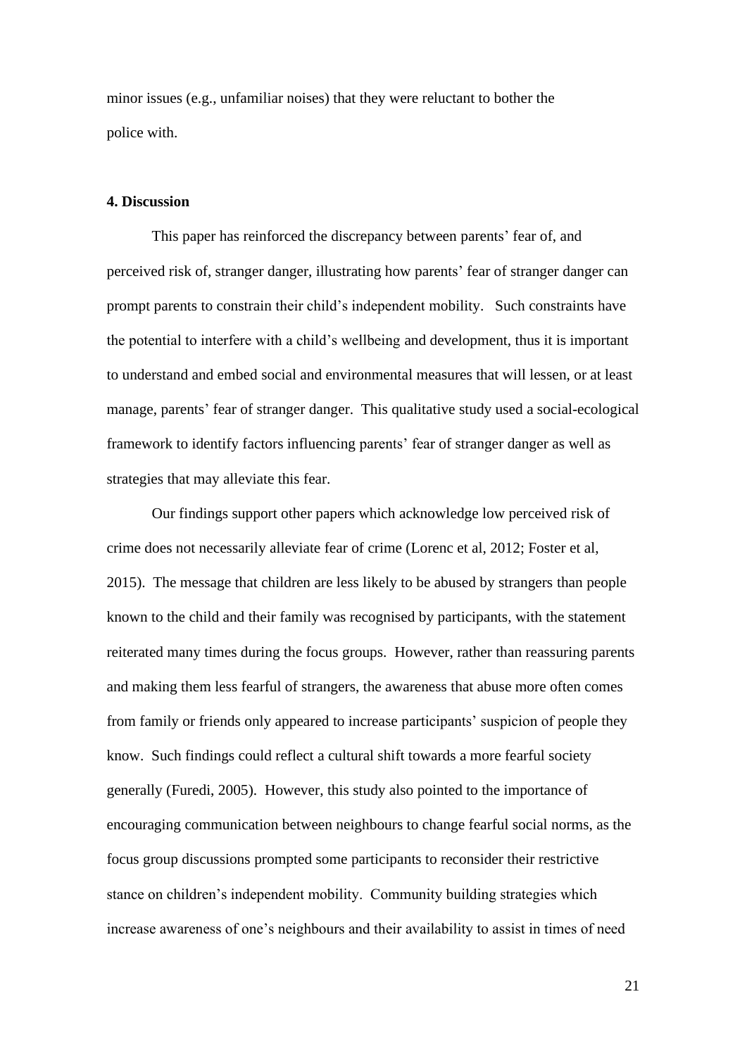minor issues (e.g., unfamiliar noises) that they were reluctant to bother the police with.

## 4. Discussion

This paper has reinforced the discrepancy between parents' fear of, and perceived risk of, stranger danger, illustrating how parents' fear of stranger danger can prompt parents to constrain their child's independent mobility. Such constraints have the potential to interfere with a child's wellbeing and development, thus it is important to understand and embed social and environmental measures that will lessen, or at least manage, parents' fear of stranger danger. This qualitative study used a social-ecological framework to identify factors influencing parents' fear of stranger danger as well as strategies that may alleviate this fear.

Our findings support other papers which acknowledge low perceived risk of crime does not necessarily alleviate fear of crime (Lorenc et al, 2012; Foster et al, 2015). The message that children are less likely to be abused by strangers than people known to the child and their family was recognised by participants, with the statement reiterated many times during the focus groups. However, rather than reassuring parents and making them less fearful of strangers, the awareness that abuse more often comes from family or friends only appeared to increase participants' suspicion of people they know. Such findings could reflect a cultural shift towards a more fearful society generally (Furedi, 2005). However, this study also pointed to the importance of encouraging communication between neighbours to change fearful social norms, as the focus group discussions prompted some participants to reconsider their restrictive stance on children's independent mobility. Community building strategies which increase awareness of one's neighbours and their availability to assist in times of need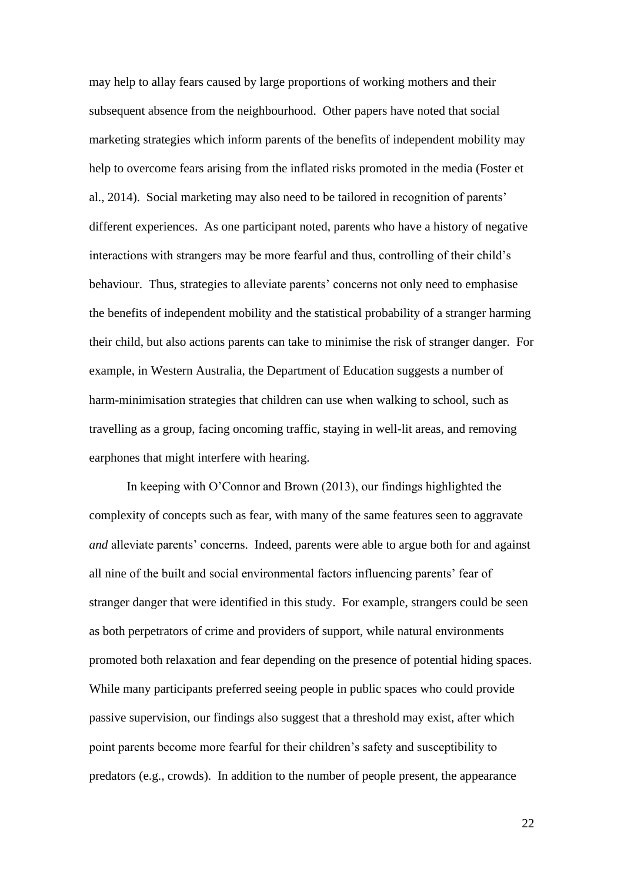may help to allay fears caused by large proportions of working mothers and their subsequent absence from the neighbourhood. Other papers have noted that social marketing strategies which inform parents of the benefits of independent mobility may help to overcome fears arising from the inflated risks promoted in the media (Foster et al., 2014). Social marketing may also need to be tailored in recognition of parents' different experiences. As one participant noted, parents who have a history of negative interactions with strangers may be more fearful and thus, controlling of their child's behaviour. Thus, strategies to alleviate parents' concerns not only need to emphasise the benefits of independent mobility and the statistical probability of a stranger harming their child, but also actions parents can take to minimise the risk of stranger danger. For example, in Western Australia, the Department of Education suggests a number of harm-minimisation strategies that children can use when walking to school, such as travelling as a group, facing oncoming traffic, staying in well-lit areas, and removing earphones that might interfere with hearing.

In keeping with O'Connor and Brown (2013), our findings highlighted the complexity of concepts such as fear, with many of the same features seen to aggravate *and* alleviate parents' concerns. Indeed, parents were able to argue both for and against all nine of the built and social environmental factors influencing parents' fear of stranger danger that were identified in this study. For example, strangers could be seen as both perpetrators of crime and providers of support, while natural environments promoted both relaxation and fear depending on the presence of potential hiding spaces. While many participants preferred seeing people in public spaces who could provide passive supervision, our findings also suggest that a threshold may exist, after which point parents become more fearful for their children's safety and susceptibility to predators (e.g., crowds). In addition to the number of people present, the appearance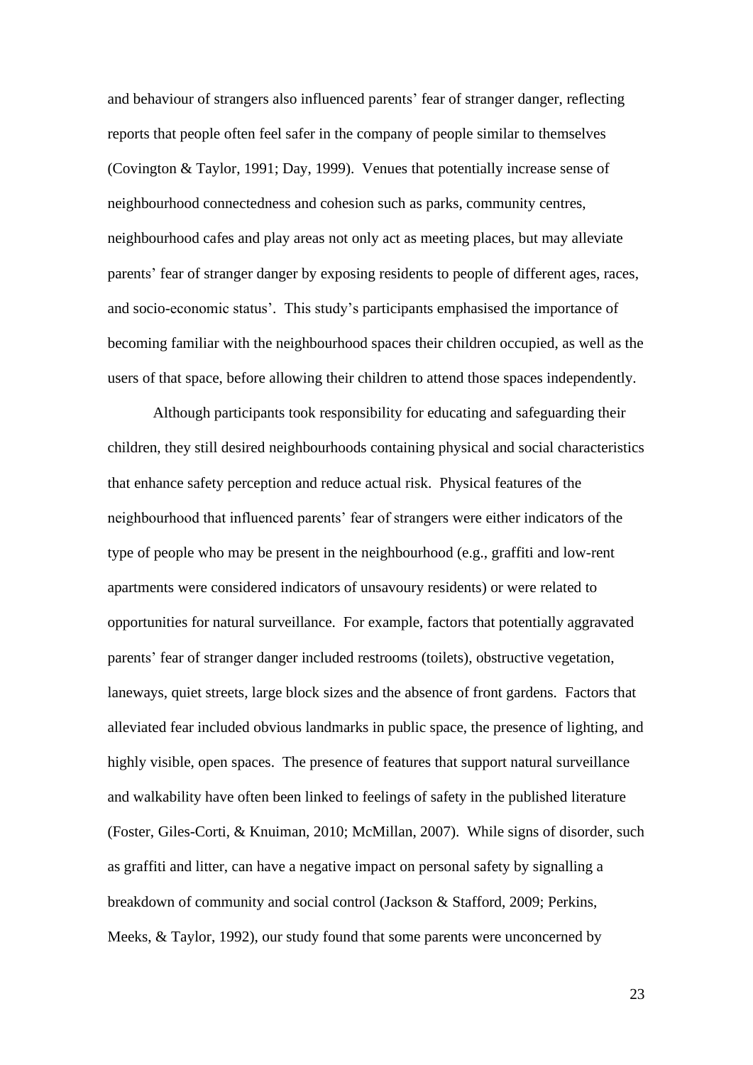and behaviour of strangers also influenced parents' fear of stranger danger, reflecting reports that people often feel safer in the company of people similar to themselves (Covington & Taylor, 1991; Day, 1999). Venues that potentially increase sense of neighbourhood connectedness and cohesion such as parks, community centres, neighbourhood cafes and play areas not only act as meeting places, but may alleviate parents' fear of stranger danger by exposing residents to people of different ages, races, and socio-economic status'. This study's participants emphasised the importance of becoming familiar with the neighbourhood spaces their children occupied, as well as the users of that space, before allowing their children to attend those spaces independently.

Although participants took responsibility for educating and safeguarding their children, they still desired neighbourhoods containing physical and social characteristics that enhance safety perception and reduce actual risk. Physical features of the neighbourhood that influenced parents' fear of strangers were either indicators of the type of people who may be present in the neighbourhood (e.g., graffiti and low-rent apartments were considered indicators of unsavoury residents) or were related to opportunities for natural surveillance. For example, factors that potentially aggravated parents' fear of stranger danger included restrooms (toilets), obstructive vegetation, laneways, quiet streets, large block sizes and the absence of front gardens. Factors that alleviated fear included obvious landmarks in public space, the presence of lighting, and highly visible, open spaces. The presence of features that support natural surveillance and walkability have often been linked to feelings of safety in the published literature (Foster, Giles-Corti, & Knuiman, 2010; McMillan, 2007). While signs of disorder, such as graffiti and litter, can have a negative impact on personal safety by signalling a breakdown of community and social control (Jackson & Stafford, 2009; Perkins, Meeks, & Taylor, 1992), our study found that some parents were unconcerned by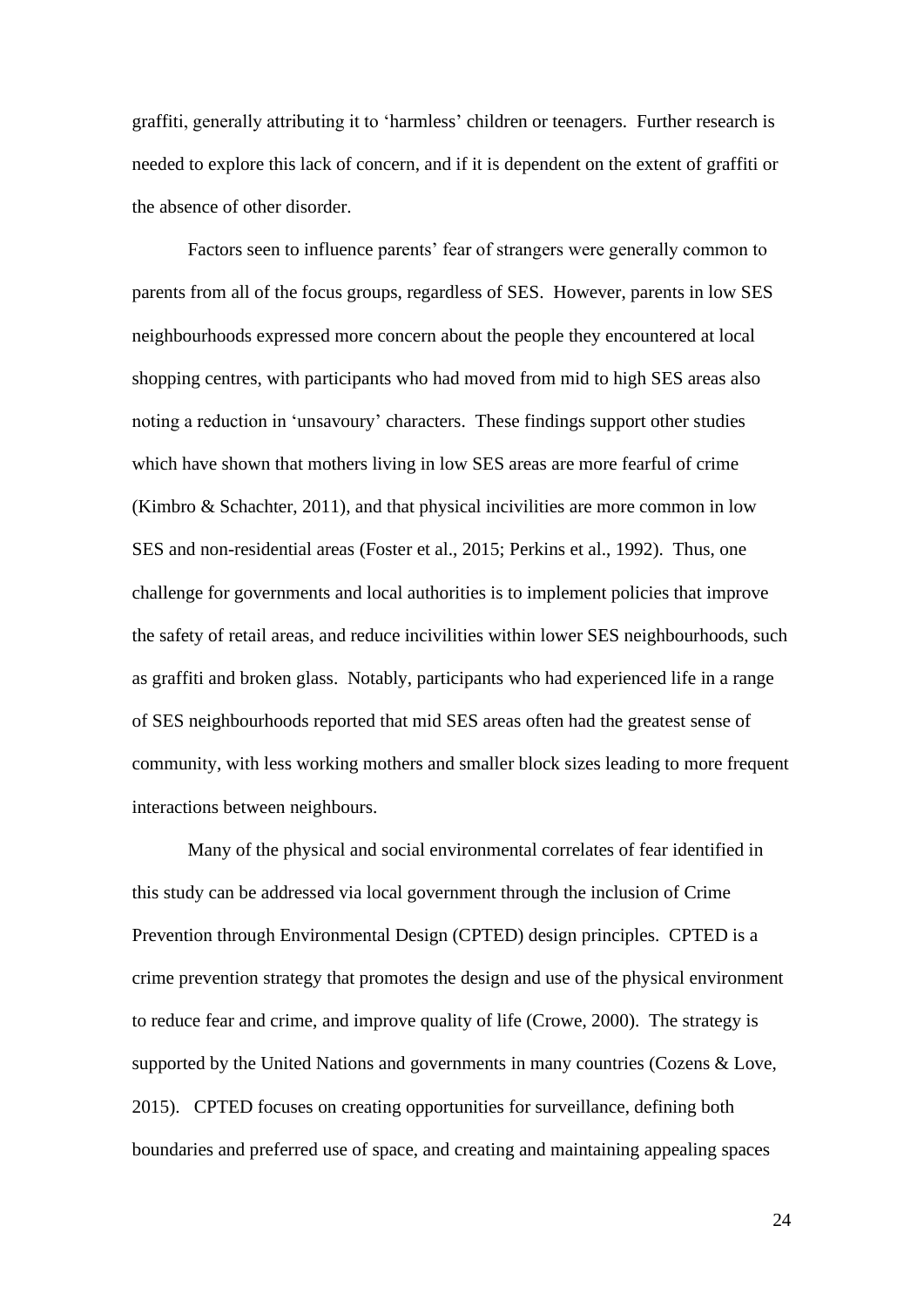graffiti, generally attributing it to 'harmless' children or teenagers. Further research is needed to explore this lack of concern, and if it is dependent on the extent of graffiti or the absence of other disorder.

Factors seen to influence parents' fear of strangers were generally common to parents from all of the focus groups, regardless of SES. However, parents in low SES neighbourhoods expressed more concern about the people they encountered at local shopping centres, with participants who had moved from mid to high SES areas also noting a reduction in 'unsavoury' characters. These findings support other studies which have shown that mothers living in low SES areas are more fearful of crime (Kimbro & Schachter, 2011), and that physical incivilities are more common in low SES and non-residential areas (Foster et al., 2015; Perkins et al., 1992). Thus, one challenge for governments and local authorities is to implement policies that improve the safety of retail areas, and reduce incivilities within lower SES neighbourhoods, such as graffiti and broken glass. Notably, participants who had experienced life in a range of SES neighbourhoods reported that mid SES areas often had the greatest sense of community, with less working mothers and smaller block sizes leading to more frequent interactions between neighbours.

Many of the physical and social environmental correlates of fear identified in this study can be addressed via local government through the inclusion of Crime Prevention through Environmental Design (CPTED) design principles. CPTED is a crime prevention strategy that promotes the design and use of the physical environment to reduce fear and crime, and improve quality of life (Crowe, 2000). The strategy is supported by the United Nations and governments in many countries (Cozens & Love, 2015). CPTED focuses on creating opportunities for surveillance, defining both boundaries and preferred use of space, and creating and maintaining appealing spaces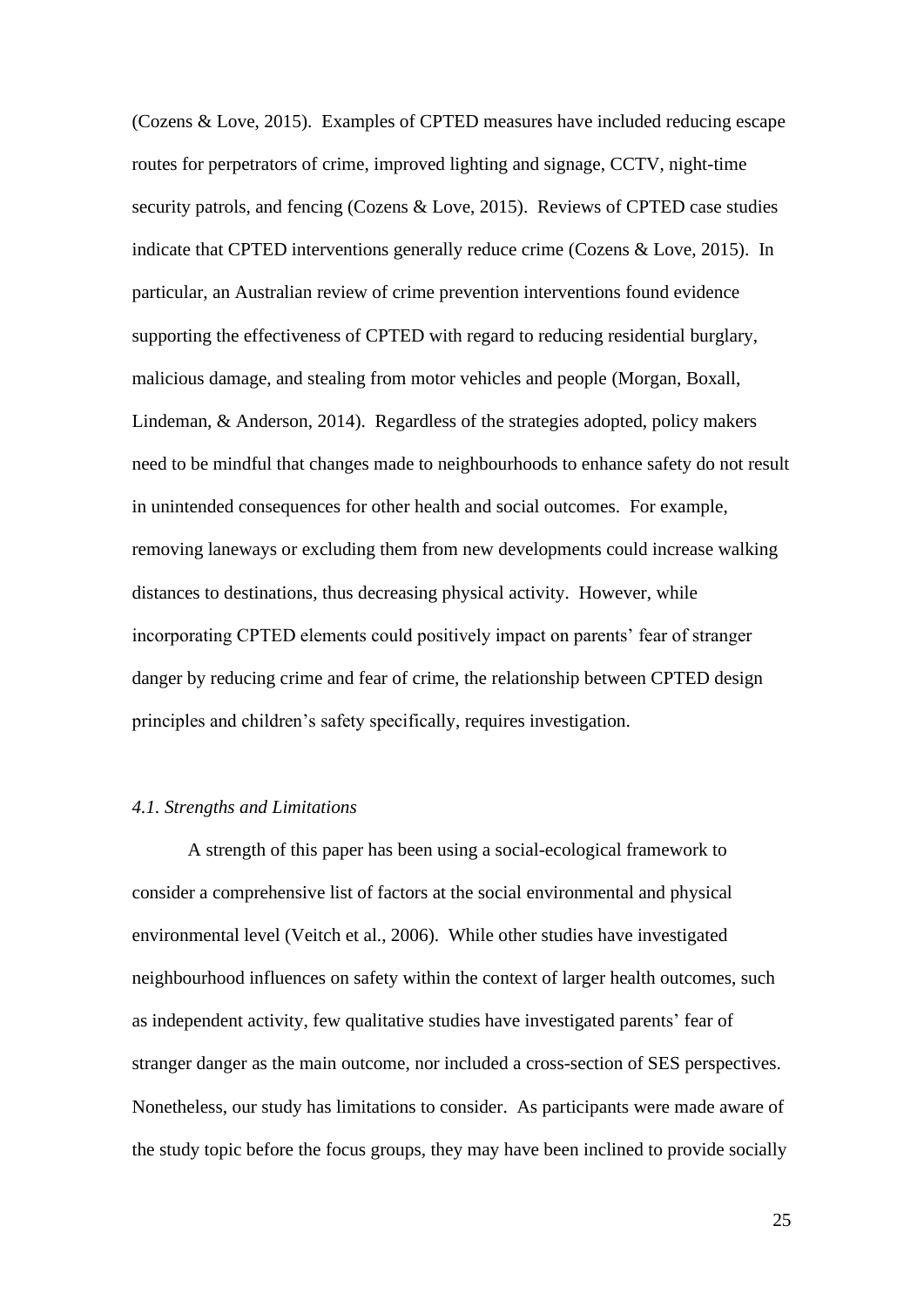(Cozens & Love, 2015). Examples of CPTED measures have included reducing escape routes for perpetrators of crime, improved lighting and signage, CCTV, night-time security patrols, and fencing (Cozens & Love, 2015). Reviews of CPTED case studies indicate that CPTED interventions generally reduce crime (Cozens & Love, 2015). In particular, an Australian review of crime prevention interventions found evidence supporting the effectiveness of CPTED with regard to reducing residential burglary, malicious damage, and stealing from motor vehicles and people (Morgan, Boxall, Lindeman, & Anderson, 2014). Regardless of the strategies adopted, policy makers need to be mindful that changes made to neighbourhoods to enhance safety do not result in unintended consequences for other health and social outcomes. For example, removing laneways or excluding them from new developments could increase walking distances to destinations, thus decreasing physical activity. However, while incorporating CPTED elements could positively impact on parents' fear of stranger danger by reducing crime and fear of crime, the relationship between CPTED design principles and children's safety specifically, requires investigation.

### *4.1. Strengths and Limitations*

A strength of this paper has been using a social-ecological framework to consider a comprehensive list of factors at the social environmental and physical environmental level (Veitch et al., 2006). While other studies have investigated neighbourhood influences on safety within the context of larger health outcomes, such as independent activity, few qualitative studies have investigated parents' fear of stranger danger as the main outcome, nor included a cross-section of SES perspectives. Nonetheless, our study has limitations to consider. As participants were made aware of the study topic before the focus groups, they may have been inclined to provide socially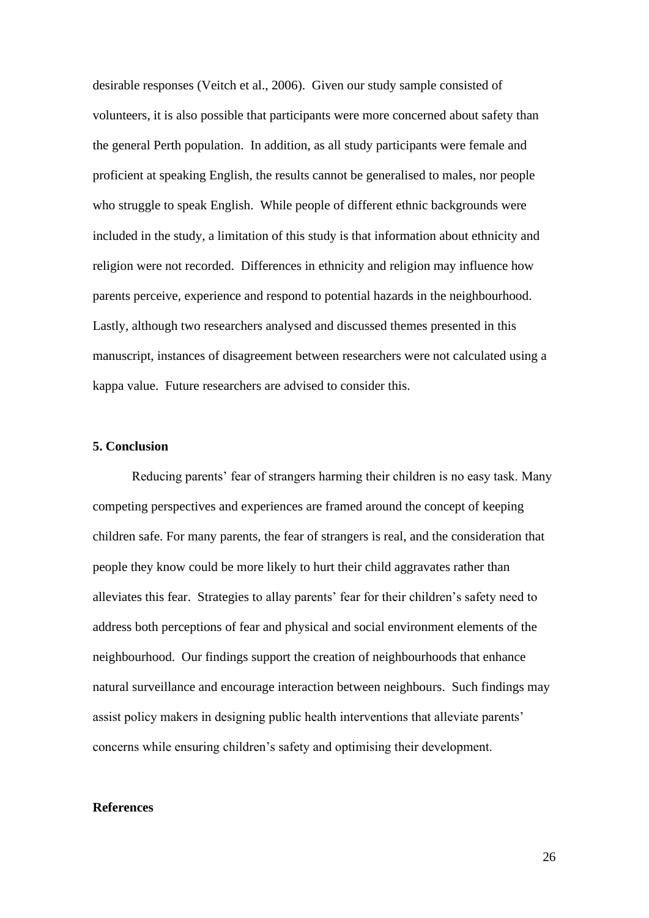desirable responses (Veitch et al., 2006). Given our study sample consisted of volunteers, it is also possible that participants were more concerned about safety than the general Perth population. In addition, as all study participants were female and proficient at speaking English, the results cannot be generalised to males, nor people who struggle to speak English. While people of different ethnic backgrounds were included in the study, a limitation of this study is that information about ethnicity and religion were not recorded. Differences in ethnicity and religion may influence how parents perceive, experience and respond to potential hazards in the neighbourhood. Lastly, although two researchers analysed and discussed themes presented in this manuscript, instances of disagreement between researchers were not calculated using a kappa value. Future researchers are advised to consider this.

## 5. Conclusion

Reducing parents' fear of strangers harming their children is no easy task. Many competing perspectives and experiences are framed around the concept of keeping children safe. For many parents, the fear of strangers is real, and the consideration that people they know could be more likely to hurt their child aggravates rather than alleviates this fear. Strategies to allay parents' fear for their children's safety need to address both perceptions of fear and physical and social environment elements of the neighbourhood. Our findings support the creation of neighbourhoods that enhance natural surveillance and encourage interaction between neighbours. Such findings may assist policy makers in designing public health interventions that alleviate parents' concerns while ensuring children's safety and optimising their development.

## References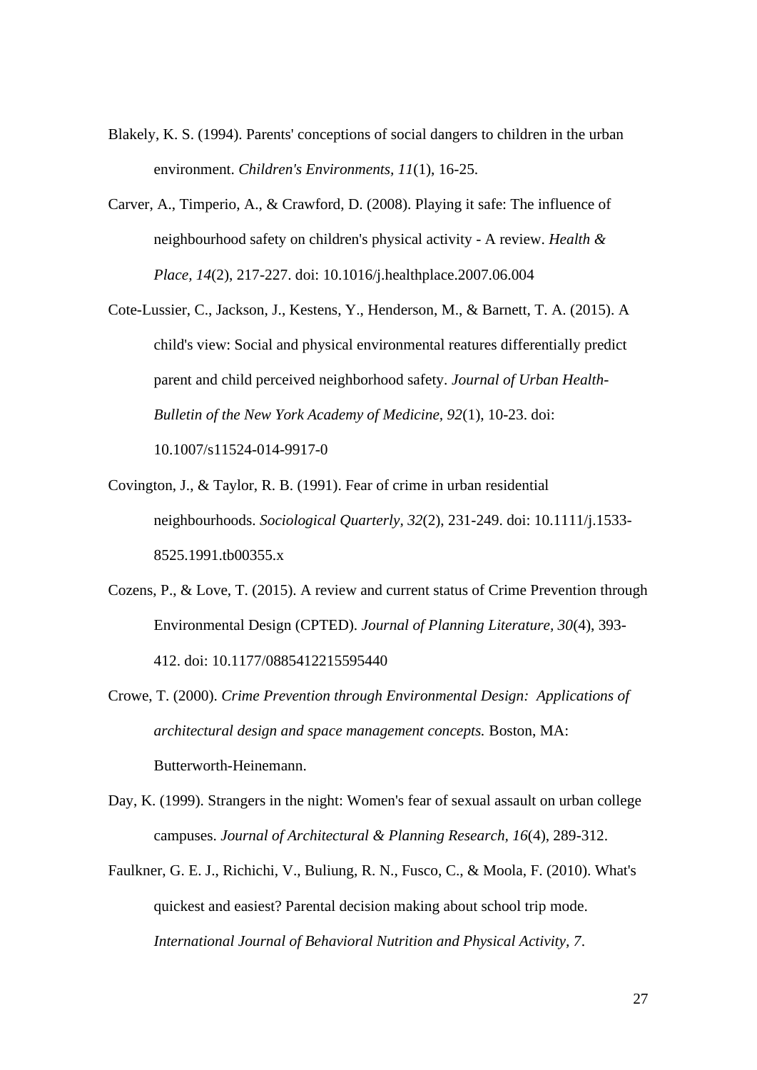Blakely, K. S. (1994). Parents' conceptions of social dangers to children in the urban environment. *Children's Environments, 11*(1), 16-25.

Carver, A., Timperio, A., & Crawford, D. (2008). Playing it safe: The influence of neighbourhood safety on children's physical activity - A review. *Health & Place, 14*(2), 217-227. doi: 10.1016/j.healthplace.2007.06.004

Cote-Lussier, C., Jackson, J., Kestens, Y., Henderson, M., & Barnett, T. A. (2015). A child's view: Social and physical environmental reatures differentially predict parent and child perceived neighborhood safety. *Journal of Urban Health-Bulletin of the New York Academy of Medicine, 92*(1), 10-23. doi: 10.1007/s11524-014-9917-0

Covington, J., & Taylor, R. B. (1991). Fear of crime in urban residential neighbourhoods. *Sociological Quarterly, 32*(2), 231-249. doi: 10.1111/j.1533-8525.1991.tb00355.x

Cozens, P., & Love, T. (2015). A review and current status of Crime Prevention through Environmental Design (CPTED). *Journal of Planning Literature, 30*(4), 393-412. doi: 10.1177/0885412215595440

Crowe, T. (2000). *Crime Prevention through Environmental Design: Applications of architectural design and space management concepts.* Boston, MA: Butterworth-Heinemann.

Day, K. (1999). Strangers in the night: Women's fear of sexual assault on urban college campuses. *Journal of Architectural & Planning Research, 16*(4), 289-312.

Faulkner, G. E. J., Richichi, V., Buliung, R. N., Fusco, C., & Moola, F. (2010). What's quickest and easiest? Parental decision making about school trip mode. *International Journal of Behavioral Nutrition and Physical Activity, 7*.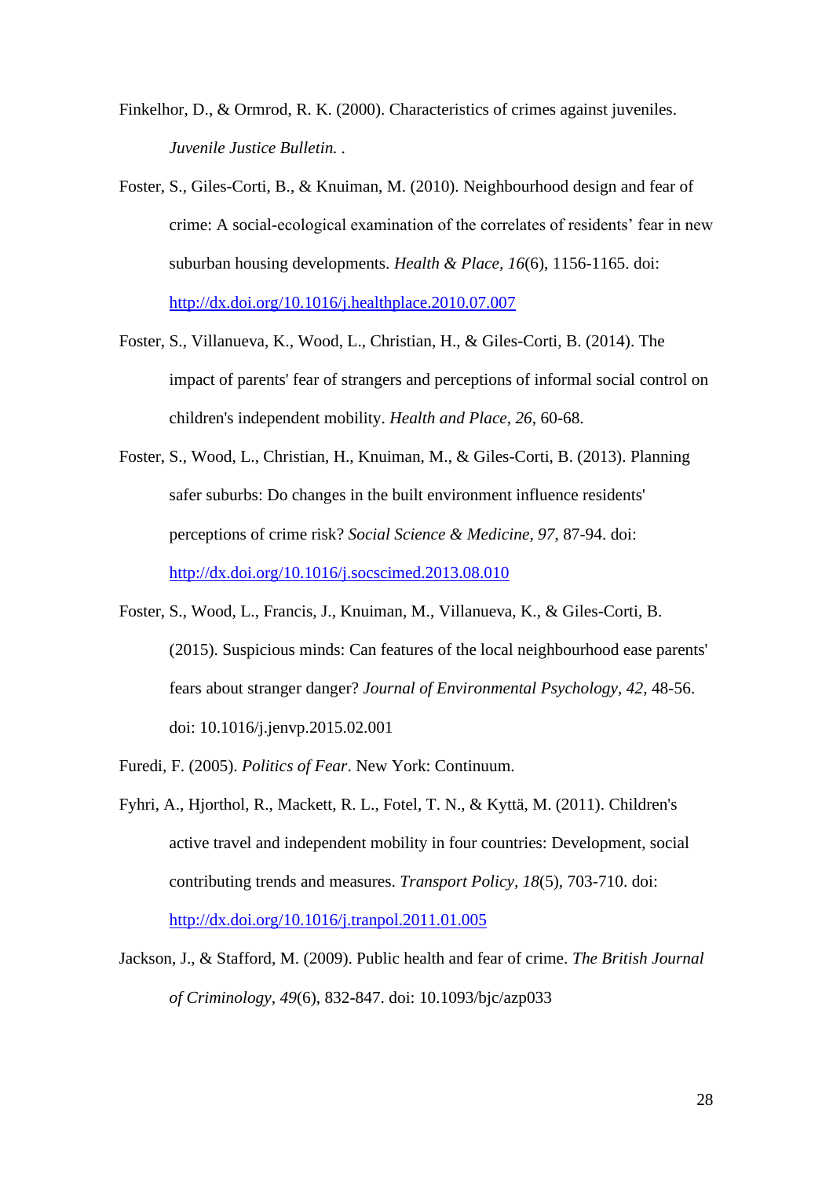Finkelhor, D., & Ormrod, R. K. (2000). Characteristics of crimes against juveniles. *Juvenile Justice Bulletin.* .

Foster, S., Giles-Corti, B., & Knuiman, M. (2010). Neighbourhood design and fear of crime: A social-ecological examination of the correlates of residents' fear in new suburban housing developments. *Health & Place, 16*(6), 1156-1165. doi: http://dx.doi.org/10.1016/j.healthplace.2010.07.007

Foster, S., Villanueva, K., Wood, L., Christian, H., & Giles-Corti, B. (2014). The impact of parents' fear of strangers and perceptions of informal social control on children's independent mobility. *Health and Place, 26*, 60-68.

Foster, S., Wood, L., Christian, H., Knuiman, M., & Giles-Corti, B. (2013). Planning safer suburbs: Do changes in the built environment influence residents' perceptions of crime risk? *Social Science & Medicine, 97*, 87-94. doi: http://dx.doi.org/10.1016/j.socscimed.2013.08.010

Foster, S., Wood, L., Francis, J., Knuiman, M., Villanueva, K., & Giles-Corti, B. (2015). Suspicious minds: Can features of the local neighbourhood ease parents' fears about stranger danger? *Journal of Environmental Psychology, 42*, 48-56. doi: 10.1016/j.jenvp.2015.02.001

Furedi, F. (2005). *Politics of Fear*. New York: Continuum.

Fyhri, A., Hjorthol, R., Mackett, R. L., Fotel, T. N., & Kyttä, M. (2011). Children's active travel and independent mobility in four countries: Development, social contributing trends and measures. *Transport Policy, 18*(5), 703-710. doi: http://dx.doi.org/10.1016/j.tranpol.2011.01.005

Jackson, J., & Stafford, M. (2009). Public health and fear of crime. *The British Journal of Criminology, 49*(6), 832-847. doi: 10.1093/bjc/azp033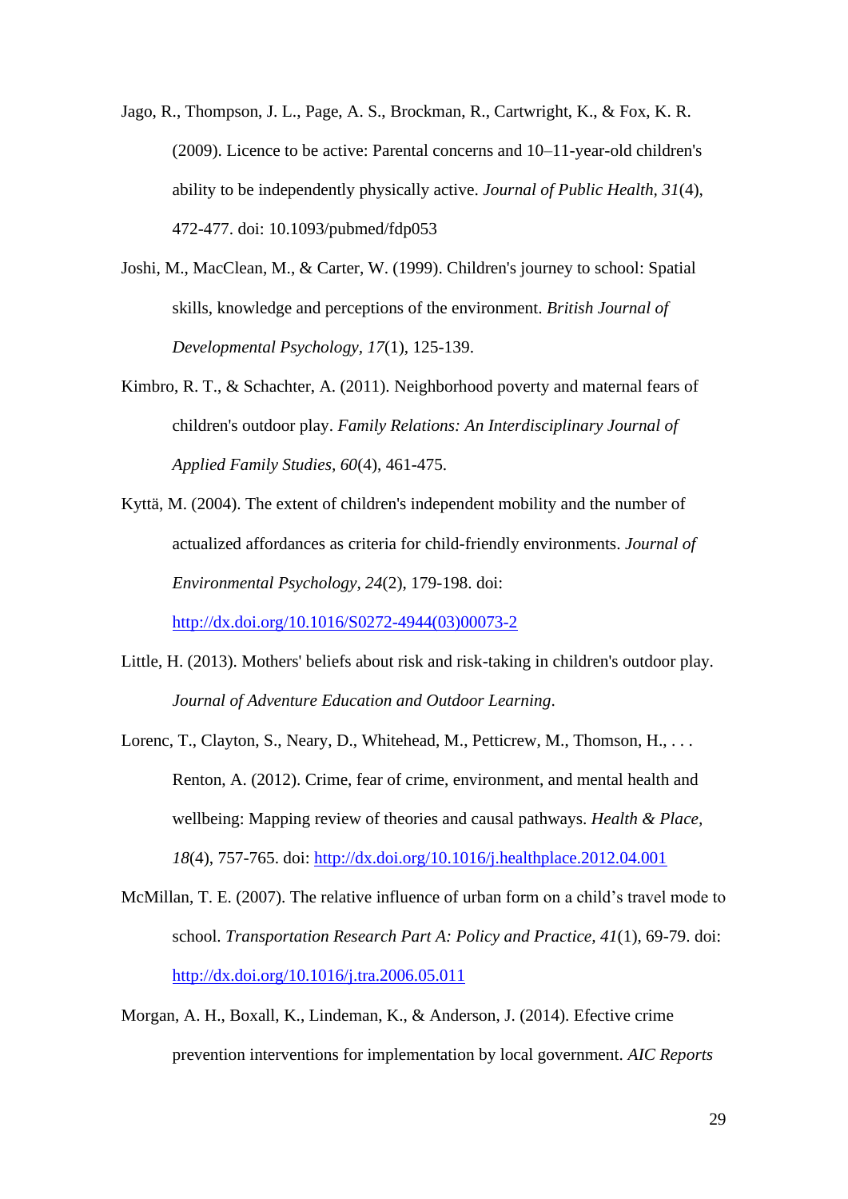Jago, R., Thompson, J. L., Page, A. S., Brockman, R., Cartwright, K., & Fox, K. R. (2009). Licence to be active: Parental concerns and 10–11-year-old children's ability to be independently physically active. *Journal of Public Health, 31*(4), 472-477. doi: 10.1093/pubmed/fdp053

Joshi, M., MacClean, M., & Carter, W. (1999). Children's journey to school: Spatial skills, knowledge and perceptions of the environment. *British Journal of Developmental Psychology, 17*(1), 125-139.

Kimbro, R. T., & Schachter, A. (2011). Neighborhood poverty and maternal fears of children's outdoor play. *Family Relations: An Interdisciplinary Journal of Applied Family Studies, 60*(4), 461-475.

Kyttä, M. (2004). The extent of children's independent mobility and the number of actualized affordances as criteria for child-friendly environments. *Journal of Environmental Psychology, 24*(2), 179-198. doi: http://dx.doi.org/10.1016/S0272-4944(03)00073-2

Little, H. (2013). Mothers' beliefs about risk and risk-taking in children's outdoor play. *Journal of Adventure Education and Outdoor Learning*.

Lorenc, T., Clayton, S., Neary, D., Whitehead, M., Petticrew, M., Thomson, H., . . . Renton, A. (2012). Crime, fear of crime, environment, and mental health and wellbeing: Mapping review of theories and causal pathways. *Health & Place, 18*(4), 757-765. doi: http://dx.doi.org/10.1016/j.healthplace.2012.04.001

McMillan, T. E. (2007). The relative influence of urban form on a child's travel mode to school. *Transportation Research Part A: Policy and Practice, 41*(1), 69-79. doi: http://dx.doi.org/10.1016/j.tra.2006.05.011

Morgan, A. H., Boxall, K., Lindeman, K., & Anderson, J. (2014). Efective crime prevention interventions for implementation by local government. *AIC Reports*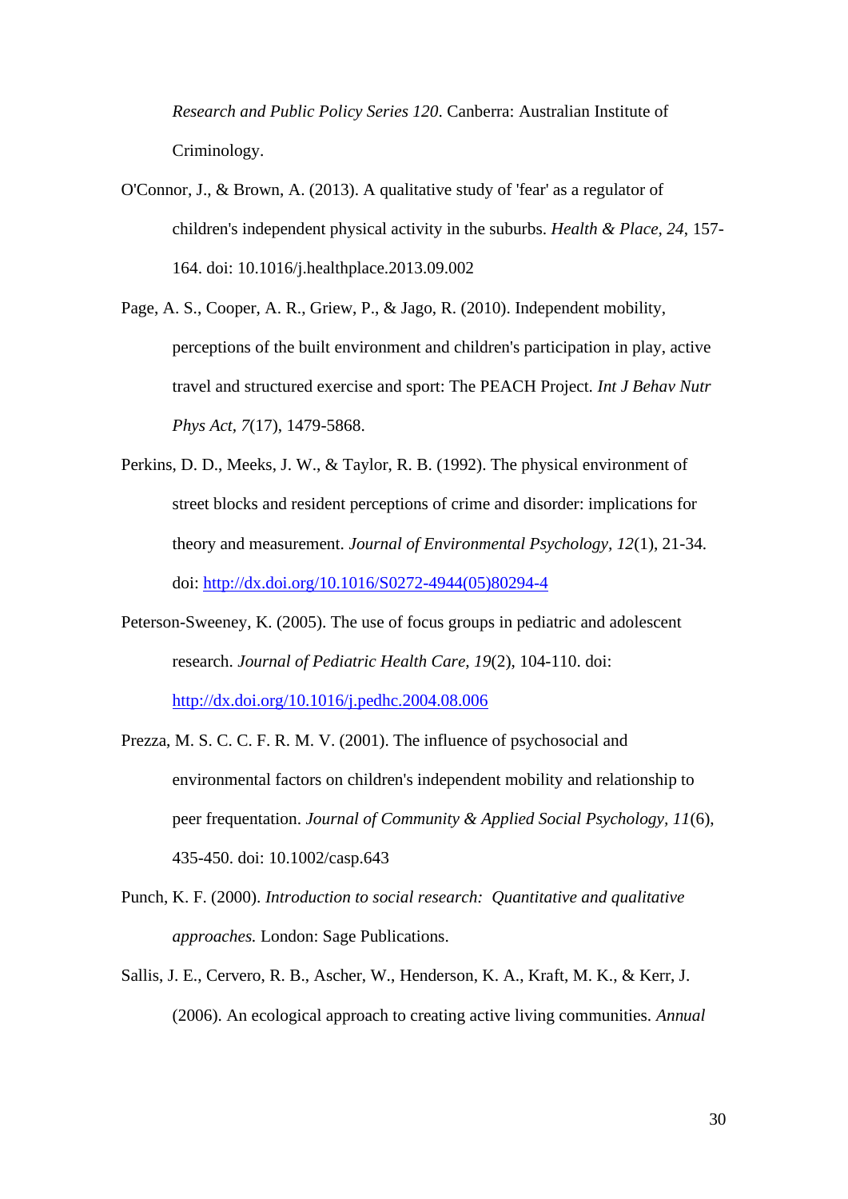*Research and Public Policy Series 120*. Canberra: Australian Institute of Criminology.

O'Connor, J., & Brown, A. (2013). A qualitative study of 'fear' as a regulator of children's independent physical activity in the suburbs. *Health & Place, 24*, 157-164. doi: 10.1016/j.healthplace.2013.09.002

Page, A. S., Cooper, A. R., Griew, P., & Jago, R. (2010). Independent mobility, perceptions of the built environment and children's participation in play, active travel and structured exercise and sport: The PEACH Project. *Int J Behav Nutr Phys Act, 7*(17), 1479-5868.

Perkins, D. D., Meeks, J. W., & Taylor, R. B. (1992). The physical environment of street blocks and resident perceptions of crime and disorder: implications for theory and measurement. *Journal of Environmental Psychology, 12*(1), 21-34. doi: http://dx.doi.org/10.1016/S0272-4944(05)80294-4

Peterson-Sweeney, K. (2005). The use of focus groups in pediatric and adolescent research. *Journal of Pediatric Health Care, 19*(2), 104-110. doi: http://dx.doi.org/10.1016/j.pedhc.2004.08.006

Prezza, M. S. C. C. F. R. M. V. (2001). The influence of psychosocial and environmental factors on children's independent mobility and relationship to peer frequentation. *Journal of Community & Applied Social Psychology, 11*(6), 435-450. doi: 10.1002/casp.643

Punch, K. F. (2000). *Introduction to social research: Quantitative and qualitative approaches.* London: Sage Publications.

Sallis, J. E., Cervero, R. B., Ascher, W., Henderson, K. A., Kraft, M. K., & Kerr, J. (2006). An ecological approach to creating active living communities. *Annual*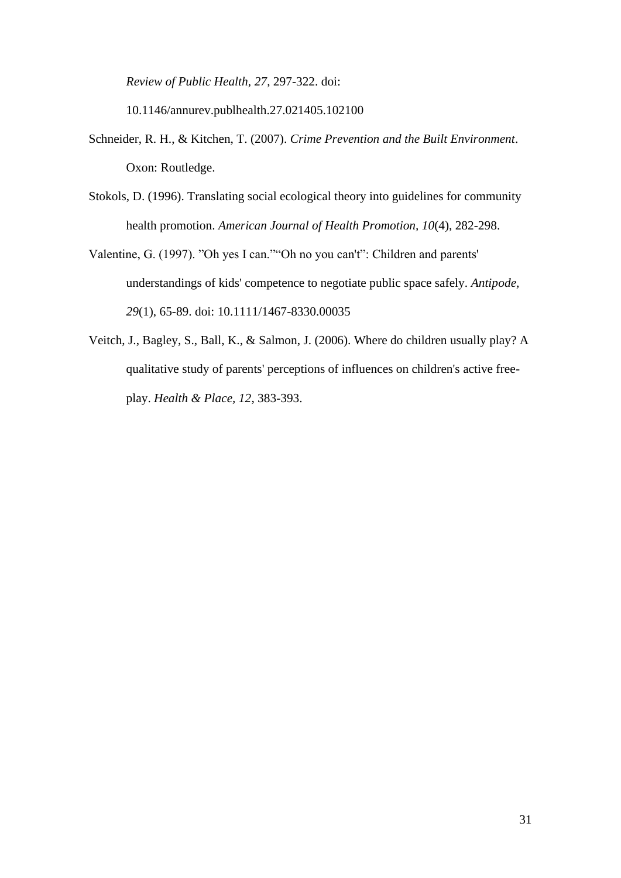*Review of Public Health, 27*, 297-322. doi: 10.1146/annurev.publhealth.27.021405.102100

Schneider, R. H., & Kitchen, T. (2007). *Crime Prevention and the Built Environment*. Oxon: Routledge.

Stokols, D. (1996). Translating social ecological theory into guidelines for community health promotion. *American Journal of Health Promotion, 10*(4), 282-298.

Valentine, G. (1997). "Oh yes I can."“Oh no you can't”: Children and parents' understandings of kids' competence to negotiate public space safely. *Antipode, 29*(1), 65-89. doi: 10.1111/1467-8330.00035

Veitch, J., Bagley, S., Ball, K., & Salmon, J. (2006). Where do children usually play? A qualitative study of parents' perceptions of influences on children's active free-play. *Health & Place, 12*, 383-393.